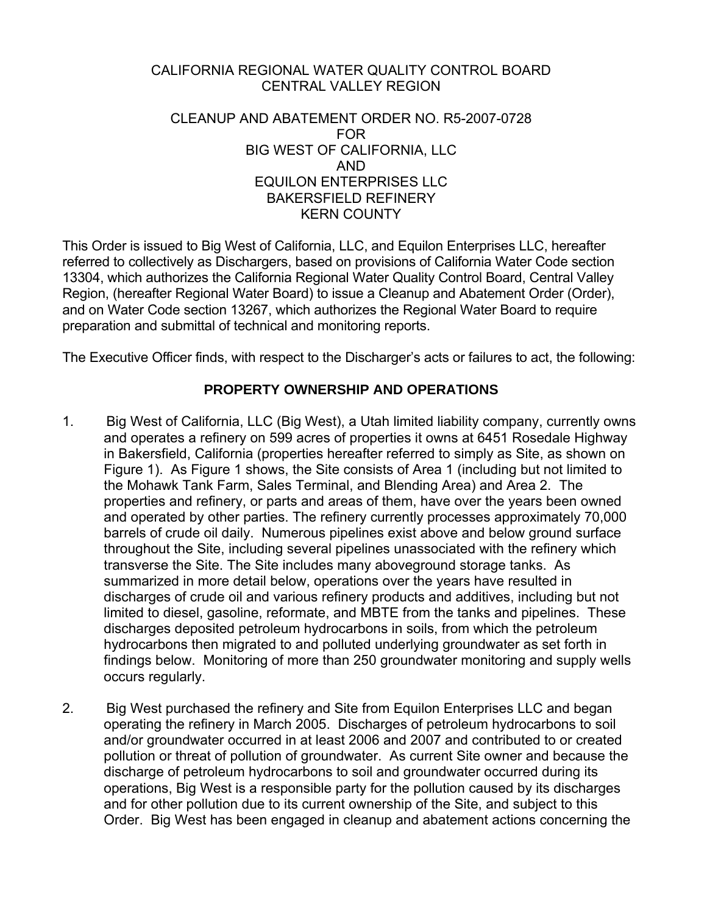CALIFORNIA REGIONAL WATER QUALITY CONTROL BOARD
CENTRAL VALLEY REGION

CLEANUP AND ABATEMENT ORDER NO. R5-2007-0728
FOR
BIG WEST OF CALIFORNIA, LLC
AND
EQUILON ENTERPRISES LLC
BAKERSFIELD REFINERY
KERN COUNTY

This Order is issued to Big West of California, LLC, and Equilon Enterprises LLC, hereafter referred to collectively as Dischargers, based on provisions of California Water Code section 13304, which authorizes the California Regional Water Quality Control Board, Central Valley Region, (hereafter Regional Water Board) to issue a Cleanup and Abatement Order (Order), and on Water Code section 13267, which authorizes the Regional Water Board to require preparation and submittal of technical and monitoring reports.

The Executive Officer finds, with respect to the Discharger's acts or failures to act, the following:

## PROPERTY OWNERSHIP AND OPERATIONS

1. Big West of California, LLC (Big West), a Utah limited liability company, currently owns and operates a refinery on 599 acres of properties it owns at 6451 Rosedale Highway in Bakersfield, California (properties hereafter referred to simply as Site, as shown on Figure 1). As Figure 1 shows, the Site consists of Area 1 (including but not limited to the Mohawk Tank Farm, Sales Terminal, and Blending Area) and Area 2. The properties and refinery, or parts and areas of them, have over the years been owned and operated by other parties. The refinery currently processes approximately 70,000 barrels of crude oil daily. Numerous pipelines exist above and below ground surface throughout the Site, including several pipelines unassociated with the refinery which transverse the Site. The Site includes many aboveground storage tanks. As summarized in more detail below, operations over the years have resulted in discharges of crude oil and various refinery products and additives, including but not limited to diesel, gasoline, reformate, and MBTE from the tanks and pipelines. These discharges deposited petroleum hydrocarbons in soils, from which the petroleum hydrocarbons then migrated to and polluted underlying groundwater as set forth in findings below. Monitoring of more than 250 groundwater monitoring and supply wells occurs regularly.

2. Big West purchased the refinery and Site from Equilon Enterprises LLC and began operating the refinery in March 2005. Discharges of petroleum hydrocarbons to soil and/or groundwater occurred in at least 2006 and 2007 and contributed to or created pollution or threat of pollution of groundwater. As current Site owner and because the discharge of petroleum hydrocarbons to soil and groundwater occurred during its operations, Big West is a responsible party for the pollution caused by its discharges and for other pollution due to its current ownership of the Site, and subject to this Order. Big West has been engaged in cleanup and abatement actions concerning the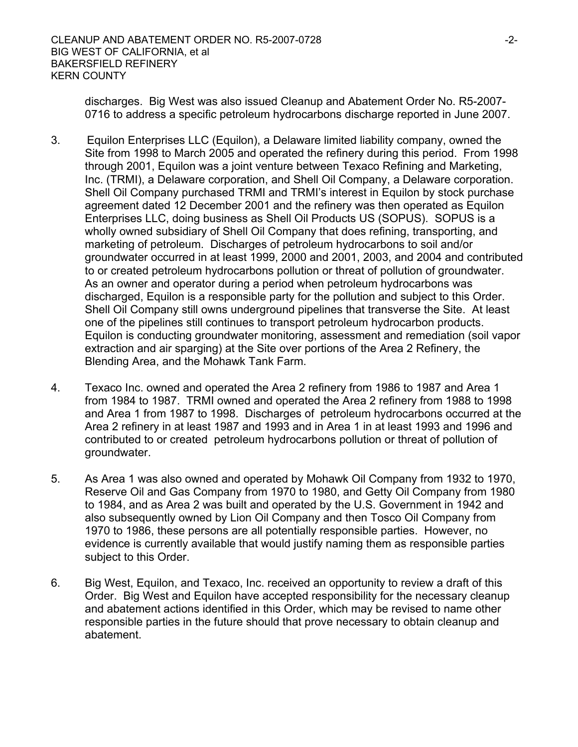discharges. Big West was also issued Cleanup and Abatement Order No. R5-2007-0716 to address a specific petroleum hydrocarbons discharge reported in June 2007.

3. Equilon Enterprises LLC (Equilon), a Delaware limited liability company, owned the Site from 1998 to March 2005 and operated the refinery during this period. From 1998 through 2001, Equilon was a joint venture between Texaco Refining and Marketing, Inc. (TRMI), a Delaware corporation, and Shell Oil Company, a Delaware corporation. Shell Oil Company purchased TRMI and TRMI's interest in Equilon by stock purchase agreement dated 12 December 2001 and the refinery was then operated as Equilon Enterprises LLC, doing business as Shell Oil Products US (SOPUS). SOPUS is a wholly owned subsidiary of Shell Oil Company that does refining, transporting, and marketing of petroleum. Discharges of petroleum hydrocarbons to soil and/or groundwater occurred in at least 1999, 2000 and 2001, 2003, and 2004 and contributed to or created petroleum hydrocarbons pollution or threat of pollution of groundwater. As an owner and operator during a period when petroleum hydrocarbons was discharged, Equilon is a responsible party for the pollution and subject to this Order. Shell Oil Company still owns underground pipelines that transverse the Site. At least one of the pipelines still continues to transport petroleum hydrocarbon products. Equilon is conducting groundwater monitoring, assessment and remediation (soil vapor extraction and air sparging) at the Site over portions of the Area 2 Refinery, the Blending Area, and the Mohawk Tank Farm.

4. Texaco Inc. owned and operated the Area 2 refinery from 1986 to 1987 and Area 1 from 1984 to 1987. TRMI owned and operated the Area 2 refinery from 1988 to 1998 and Area 1 from 1987 to 1998. Discharges of petroleum hydrocarbons occurred at the Area 2 refinery in at least 1987 and 1993 and in Area 1 in at least 1993 and 1996 and contributed to or created petroleum hydrocarbons pollution or threat of pollution of groundwater.

5. As Area 1 was also owned and operated by Mohawk Oil Company from 1932 to 1970, Reserve Oil and Gas Company from 1970 to 1980, and Getty Oil Company from 1980 to 1984, and as Area 2 was built and operated by the U.S. Government in 1942 and also subsequently owned by Lion Oil Company and then Tosco Oil Company from 1970 to 1986, these persons are all potentially responsible parties. However, no evidence is currently available that would justify naming them as responsible parties subject to this Order.

6. Big West, Equilon, and Texaco, Inc. received an opportunity to review a draft of this Order. Big West and Equilon have accepted responsibility for the necessary cleanup and abatement actions identified in this Order, which may be revised to name other responsible parties in the future should that prove necessary to obtain cleanup and abatement.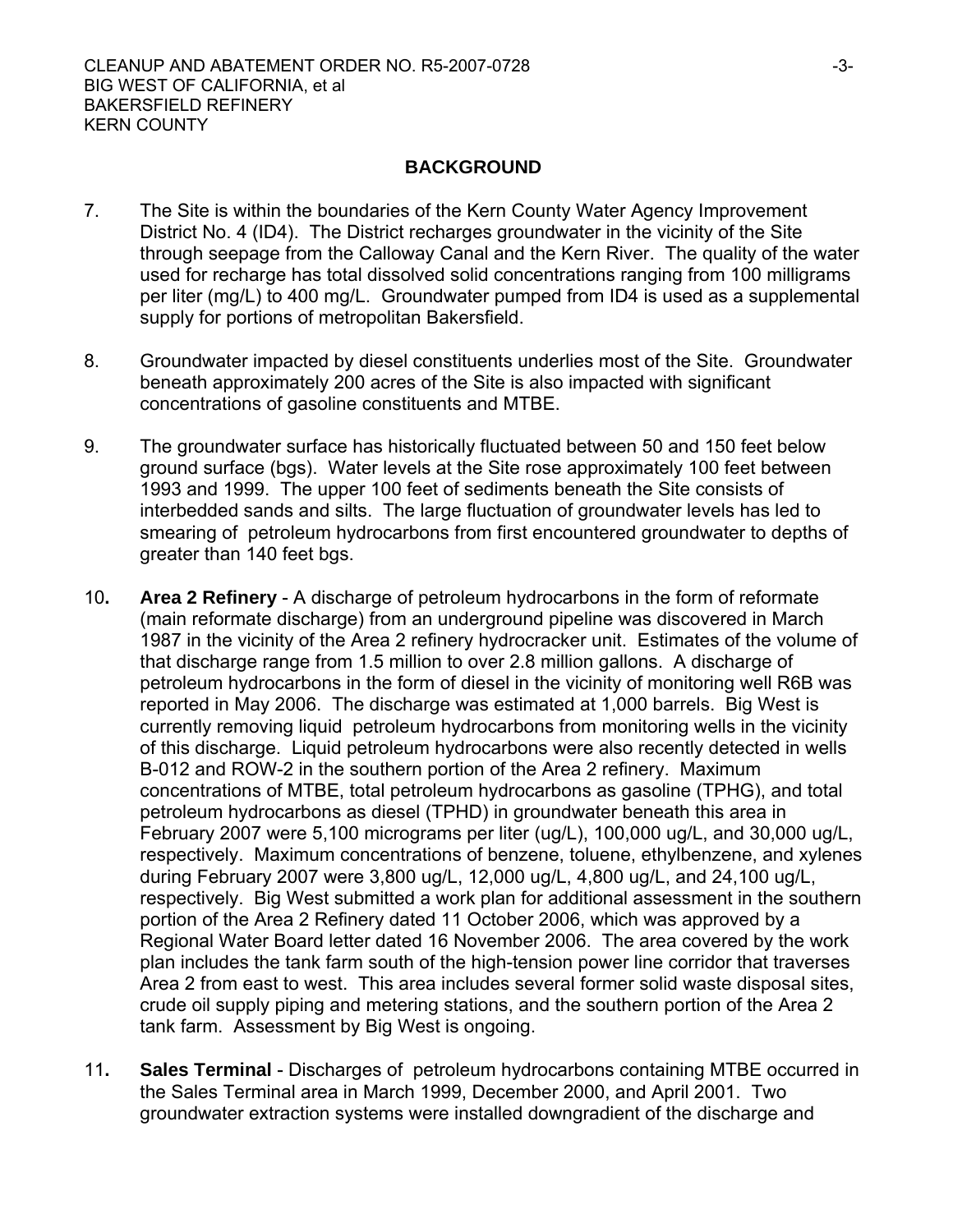## BACKGROUND

7. The Site is within the boundaries of the Kern County Water Agency Improvement District No. 4 (ID4). The District recharges groundwater in the vicinity of the Site through seepage from the Calloway Canal and the Kern River. The quality of the water used for recharge has total dissolved solid concentrations ranging from 100 milligrams per liter (mg/L) to 400 mg/L. Groundwater pumped from ID4 is used as a supplemental supply for portions of metropolitan Bakersfield.

8. Groundwater impacted by diesel constituents underlies most of the Site. Groundwater beneath approximately 200 acres of the Site is also impacted with significant concentrations of gasoline constituents and MTBE.

9. The groundwater surface has historically fluctuated between 50 and 150 feet below ground surface (bgs). Water levels at the Site rose approximately 100 feet between 1993 and 1999. The upper 100 feet of sediments beneath the Site consists of interbedded sands and silts. The large fluctuation of groundwater levels has led to smearing of petroleum hydrocarbons from first encountered groundwater to depths of greater than 140 feet bgs.

10. **Area 2 Refinery** - A discharge of petroleum hydrocarbons in the form of reformate (main reformate discharge) from an underground pipeline was discovered in March 1987 in the vicinity of the Area 2 refinery hydrocracker unit. Estimates of the volume of that discharge range from 1.5 million to over 2.8 million gallons. A discharge of petroleum hydrocarbons in the form of diesel in the vicinity of monitoring well R6B was reported in May 2006. The discharge was estimated at 1,000 barrels. Big West is currently removing liquid petroleum hydrocarbons from monitoring wells in the vicinity of this discharge. Liquid petroleum hydrocarbons were also recently detected in wells B-012 and ROW-2 in the southern portion of the Area 2 refinery. Maximum concentrations of MTBE, total petroleum hydrocarbons as gasoline (TPHG), and total petroleum hydrocarbons as diesel (TPHD) in groundwater beneath this area in February 2007 were 5,100 micrograms per liter (ug/L), 100,000 ug/L, and 30,000 ug/L, respectively. Maximum concentrations of benzene, toluene, ethylbenzene, and xylenes during February 2007 were 3,800 ug/L, 12,000 ug/L, 4,800 ug/L, and 24,100 ug/L, respectively. Big West submitted a work plan for additional assessment in the southern portion of the Area 2 Refinery dated 11 October 2006, which was approved by a Regional Water Board letter dated 16 November 2006. The area covered by the work plan includes the tank farm south of the high-tension power line corridor that traverses Area 2 from east to west. This area includes several former solid waste disposal sites, crude oil supply piping and metering stations, and the southern portion of the Area 2 tank farm. Assessment by Big West is ongoing.

11. **Sales Terminal** - Discharges of petroleum hydrocarbons containing MTBE occurred in the Sales Terminal area in March 1999, December 2000, and April 2001. Two groundwater extraction systems were installed downgradient of the discharge and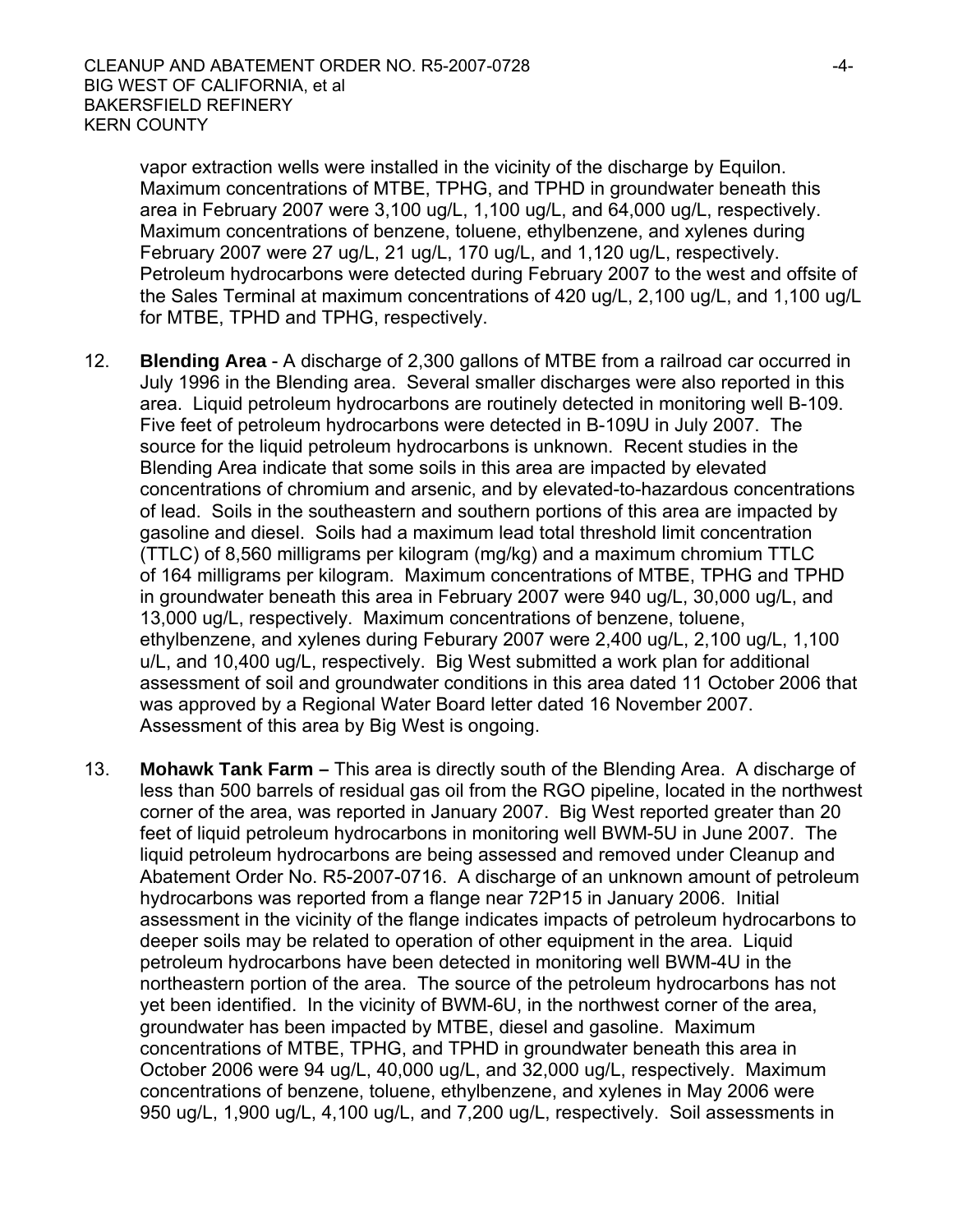vapor extraction wells were installed in the vicinity of the discharge by Equilon. Maximum concentrations of MTBE, TPHG, and TPHD in groundwater beneath this area in February 2007 were 3,100 ug/L, 1,100 ug/L, and 64,000 ug/L, respectively. Maximum concentrations of benzene, toluene, ethylbenzene, and xylenes during February 2007 were 27 ug/L, 21 ug/L, 170 ug/L, and 1,120 ug/L, respectively. Petroleum hydrocarbons were detected during February 2007 to the west and offsite of the Sales Terminal at maximum concentrations of 420 ug/L, 2,100 ug/L, and 1,100 ug/L for MTBE, TPHD and TPHG, respectively.

12. **Blending Area** - A discharge of 2,300 gallons of MTBE from a railroad car occurred in July 1996 in the Blending area. Several smaller discharges were also reported in this area. Liquid petroleum hydrocarbons are routinely detected in monitoring well B-109. Five feet of petroleum hydrocarbons were detected in B-109U in July 2007. The source for the liquid petroleum hydrocarbons is unknown. Recent studies in the Blending Area indicate that some soils in this area are impacted by elevated concentrations of chromium and arsenic, and by elevated-to-hazardous concentrations of lead. Soils in the southeastern and southern portions of this area are impacted by gasoline and diesel. Soils had a maximum lead total threshold limit concentration (TTLC) of 8,560 milligrams per kilogram (mg/kg) and a maximum chromium TTLC of 164 milligrams per kilogram. Maximum concentrations of MTBE, TPHG and TPHD in groundwater beneath this area in February 2007 were 940 ug/L, 30,000 ug/L, and 13,000 ug/L, respectively. Maximum concentrations of benzene, toluene, ethylbenzene, and xylenes during Feburary 2007 were 2,400 ug/L, 2,100 ug/L, 1,100 u/L, and 10,400 ug/L, respectively. Big West submitted a work plan for additional assessment of soil and groundwater conditions in this area dated 11 October 2006 that was approved by a Regional Water Board letter dated 16 November 2007. Assessment of this area by Big West is ongoing.

13. **Mohawk Tank Farm –** This area is directly south of the Blending Area. A discharge of less than 500 barrels of residual gas oil from the RGO pipeline, located in the northwest corner of the area, was reported in January 2007. Big West reported greater than 20 feet of liquid petroleum hydrocarbons in monitoring well BWM-5U in June 2007. The liquid petroleum hydrocarbons are being assessed and removed under Cleanup and Abatement Order No. R5-2007-0716. A discharge of an unknown amount of petroleum hydrocarbons was reported from a flange near 72P15 in January 2006. Initial assessment in the vicinity of the flange indicates impacts of petroleum hydrocarbons to deeper soils may be related to operation of other equipment in the area. Liquid petroleum hydrocarbons have been detected in monitoring well BWM-4U in the northeastern portion of the area. The source of the petroleum hydrocarbons has not yet been identified. In the vicinity of BWM-6U, in the northwest corner of the area, groundwater has been impacted by MTBE, diesel and gasoline. Maximum concentrations of MTBE, TPHG, and TPHD in groundwater beneath this area in October 2006 were 94 ug/L, 40,000 ug/L, and 32,000 ug/L, respectively. Maximum concentrations of benzene, toluene, ethylbenzene, and xylenes in May 2006 were 950 ug/L, 1,900 ug/L, 4,100 ug/L, and 7,200 ug/L, respectively. Soil assessments in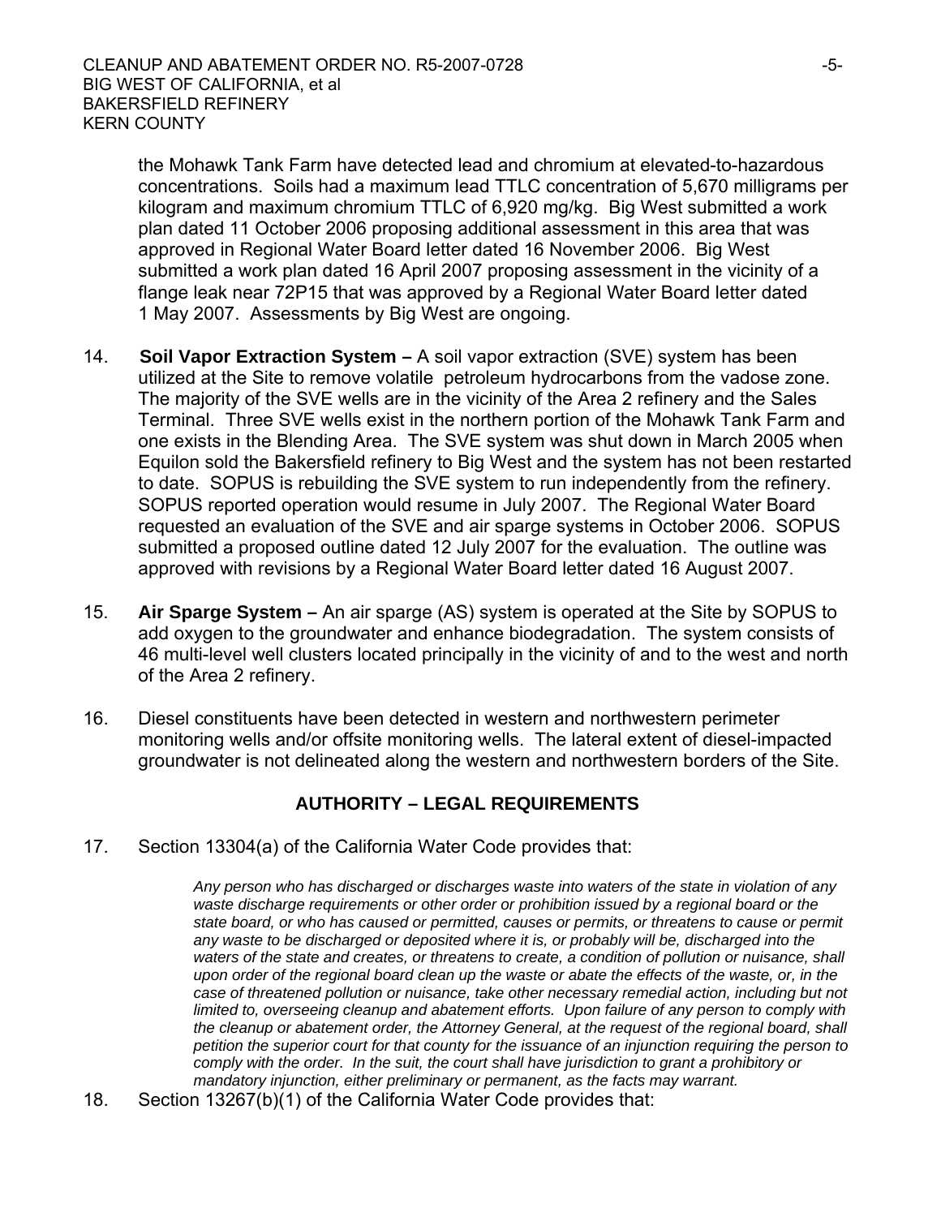the Mohawk Tank Farm have detected lead and chromium at elevated-to-hazardous concentrations. Soils had a maximum lead TTLC concentration of 5,670 milligrams per kilogram and maximum chromium TTLC of 6,920 mg/kg. Big West submitted a work plan dated 11 October 2006 proposing additional assessment in this area that was approved in Regional Water Board letter dated 16 November 2006. Big West submitted a work plan dated 16 April 2007 proposing assessment in the vicinity of a flange leak near 72P15 that was approved by a Regional Water Board letter dated 1 May 2007. Assessments by Big West are ongoing.

14. **Soil Vapor Extraction System –** A soil vapor extraction (SVE) system has been utilized at the Site to remove volatile petroleum hydrocarbons from the vadose zone. The majority of the SVE wells are in the vicinity of the Area 2 refinery and the Sales Terminal. Three SVE wells exist in the northern portion of the Mohawk Tank Farm and one exists in the Blending Area. The SVE system was shut down in March 2005 when Equilon sold the Bakersfield refinery to Big West and the system has not been restarted to date. SOPUS is rebuilding the SVE system to run independently from the refinery. SOPUS reported operation would resume in July 2007. The Regional Water Board requested an evaluation of the SVE and air sparge systems in October 2006. SOPUS submitted a proposed outline dated 12 July 2007 for the evaluation. The outline was approved with revisions by a Regional Water Board letter dated 16 August 2007.

15. **Air Sparge System –** An air sparge (AS) system is operated at the Site by SOPUS to add oxygen to the groundwater and enhance biodegradation. The system consists of 46 multi-level well clusters located principally in the vicinity of and to the west and north of the Area 2 refinery.

16. Diesel constituents have been detected in western and northwestern perimeter monitoring wells and/or offsite monitoring wells. The lateral extent of diesel-impacted groundwater is not delineated along the western and northwestern borders of the Site.

## AUTHORITY – LEGAL REQUIREMENTS

17. Section 13304(a) of the California Water Code provides that:

> *Any person who has discharged or discharges waste into waters of the state in violation of any waste discharge requirements or other order or prohibition issued by a regional board or the state board, or who has caused or permitted, causes or permits, or threatens to cause or permit any waste to be discharged or deposited where it is, or probably will be, discharged into the waters of the state and creates, or threatens to create, a condition of pollution or nuisance, shall upon order of the regional board clean up the waste or abate the effects of the waste, or, in the case of threatened pollution or nuisance, take other necessary remedial action, including but not limited to, overseeing cleanup and abatement efforts. Upon failure of any person to comply with the cleanup or abatement order, the Attorney General, at the request of the regional board, shall petition the superior court for that county for the issuance of an injunction requiring the person to comply with the order. In the suit, the court shall have jurisdiction to grant a prohibitory or mandatory injunction, either preliminary or permanent, as the facts may warrant.*

18. Section 13267(b)(1) of the California Water Code provides that: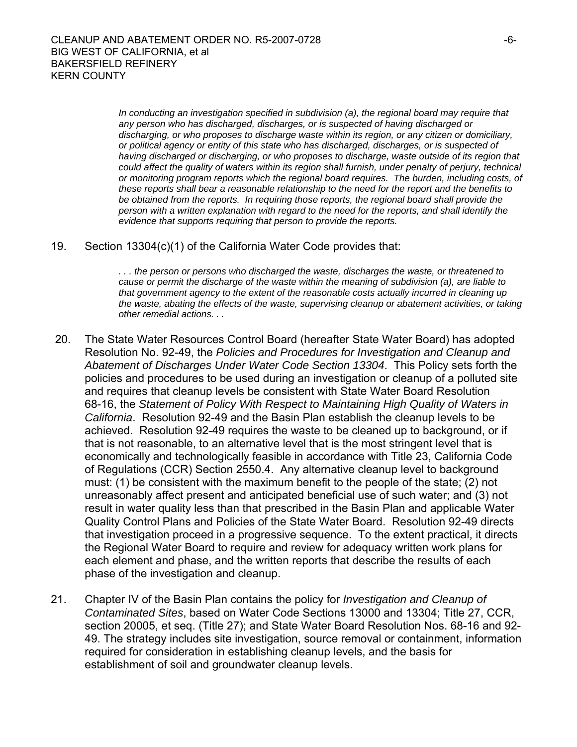> *In conducting an investigation specified in subdivision (a), the regional board may require that any person who has discharged, discharges, or is suspected of having discharged or discharging, or who proposes to discharge waste within its region, or any citizen or domiciliary, or political agency or entity of this state who has discharged, discharges, or is suspected of having discharged or discharging, or who proposes to discharge, waste outside of its region that could affect the quality of waters within its region shall furnish, under penalty of perjury, technical or monitoring program reports which the regional board requires. The burden, including costs, of these reports shall bear a reasonable relationship to the need for the report and the benefits to be obtained from the reports. In requiring those reports, the regional board shall provide the person with a written explanation with regard to the need for the reports, and shall identify the evidence that supports requiring that person to provide the reports.*

19. Section 13304(c)(1) of the California Water Code provides that:

> *. . . the person or persons who discharged the waste, discharges the waste, or threatened to cause or permit the discharge of the waste within the meaning of subdivision (a), are liable to that government agency to the extent of the reasonable costs actually incurred in cleaning up the waste, abating the effects of the waste, supervising cleanup or abatement activities, or taking other remedial actions. . .*

20. The State Water Resources Control Board (hereafter State Water Board) has adopted Resolution No. 92-49, the *Policies and Procedures for Investigation and Cleanup and Abatement of Discharges Under Water Code Section 13304*. This Policy sets forth the policies and procedures to be used during an investigation or cleanup of a polluted site and requires that cleanup levels be consistent with State Water Board Resolution 68-16, the *Statement of Policy With Respect to Maintaining High Quality of Waters in California*. Resolution 92-49 and the Basin Plan establish the cleanup levels to be achieved. Resolution 92-49 requires the waste to be cleaned up to background, or if that is not reasonable, to an alternative level that is the most stringent level that is economically and technologically feasible in accordance with Title 23, California Code of Regulations (CCR) Section 2550.4. Any alternative cleanup level to background must: (1) be consistent with the maximum benefit to the people of the state; (2) not unreasonably affect present and anticipated beneficial use of such water; and (3) not result in water quality less than that prescribed in the Basin Plan and applicable Water Quality Control Plans and Policies of the State Water Board. Resolution 92-49 directs that investigation proceed in a progressive sequence. To the extent practical, it directs the Regional Water Board to require and review for adequacy written work plans for each element and phase, and the written reports that describe the results of each phase of the investigation and cleanup.

21. Chapter IV of the Basin Plan contains the policy for *Investigation and Cleanup of Contaminated Sites*, based on Water Code Sections 13000 and 13304; Title 27, CCR, section 20005, et seq. (Title 27); and State Water Board Resolution Nos. 68-16 and 92-49. The strategy includes site investigation, source removal or containment, information required for consideration in establishing cleanup levels, and the basis for establishment of soil and groundwater cleanup levels.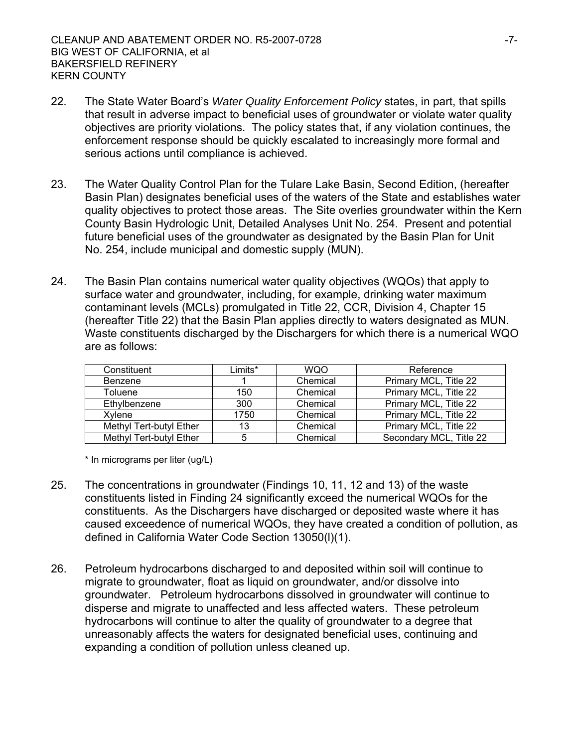22. The State Water Board's *Water Quality Enforcement Policy* states, in part, that spills that result in adverse impact to beneficial uses of groundwater or violate water quality objectives are priority violations. The policy states that, if any violation continues, the enforcement response should be quickly escalated to increasingly more formal and serious actions until compliance is achieved.

23. The Water Quality Control Plan for the Tulare Lake Basin, Second Edition, (hereafter Basin Plan) designates beneficial uses of the waters of the State and establishes water quality objectives to protect those areas. The Site overlies groundwater within the Kern County Basin Hydrologic Unit, Detailed Analyses Unit No. 254. Present and potential future beneficial uses of the groundwater as designated by the Basin Plan for Unit No. 254, include municipal and domestic supply (MUN).

24. The Basin Plan contains numerical water quality objectives (WQOs) that apply to surface water and groundwater, including, for example, drinking water maximum contaminant levels (MCLs) promulgated in Title 22, CCR, Division 4, Chapter 15 (hereafter Title 22) that the Basin Plan applies directly to waters designated as MUN. Waste constituents discharged by the Dischargers for which there is a numerical WQO are as follows:

| Constituent | Limits* | WQO | Reference |
|---|---|---|---|
| Benzene | 1 | Chemical | Primary MCL, Title 22 |
| Toluene | 150 | Chemical | Primary MCL, Title 22 |
| Ethylbenzene | 300 | Chemical | Primary MCL, Title 22 |
| Xylene | 1750 | Chemical | Primary MCL, Title 22 |
| Methyl Tert-butyl Ether | 13 | Chemical | Primary MCL, Title 22 |
| Methyl Tert-butyl Ether | 5 | Chemical | Secondary MCL, Title 22 |

\* In micrograms per liter (ug/L)

25. The concentrations in groundwater (Findings 10, 11, 12 and 13) of the waste constituents listed in Finding 24 significantly exceed the numerical WQOs for the constituents. As the Dischargers have discharged or deposited waste where it has caused exceedence of numerical WQOs, they have created a condition of pollution, as defined in California Water Code Section 13050(l)(1).

26. Petroleum hydrocarbons discharged to and deposited within soil will continue to migrate to groundwater, float as liquid on groundwater, and/or dissolve into groundwater. Petroleum hydrocarbons dissolved in groundwater will continue to disperse and migrate to unaffected and less affected waters. These petroleum hydrocarbons will continue to alter the quality of groundwater to a degree that unreasonably affects the waters for designated beneficial uses, continuing and expanding a condition of pollution unless cleaned up.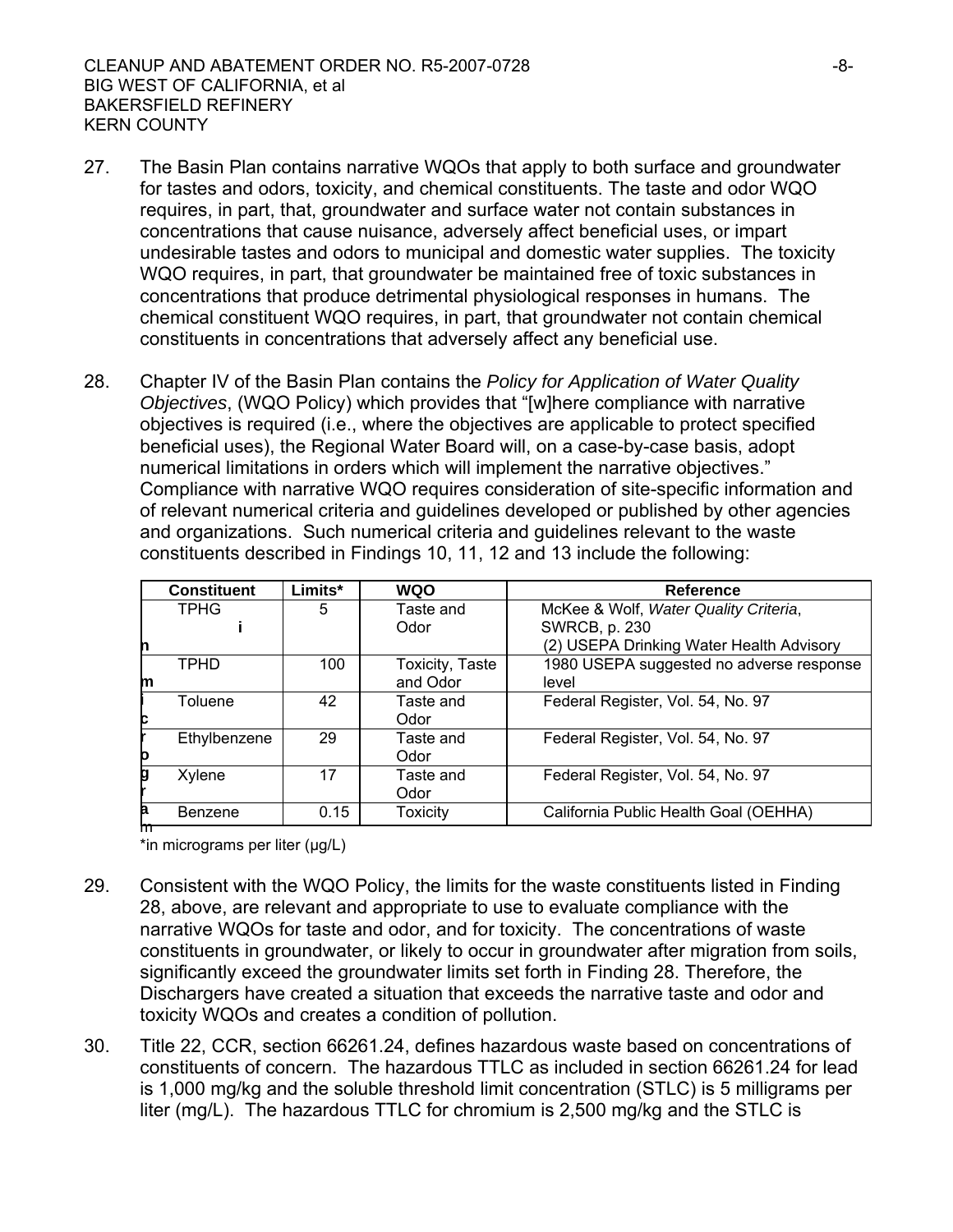27. The Basin Plan contains narrative WQOs that apply to both surface and groundwater for tastes and odors, toxicity, and chemical constituents. The taste and odor WQO requires, in part, that, groundwater and surface water not contain substances in concentrations that cause nuisance, adversely affect beneficial uses, or impart undesirable tastes and odors to municipal and domestic water supplies. The toxicity WQO requires, in part, that groundwater be maintained free of toxic substances in concentrations that produce detrimental physiological responses in humans. The chemical constituent WQO requires, in part, that groundwater not contain chemical constituents in concentrations that adversely affect any beneficial use.

28. Chapter IV of the Basin Plan contains the *Policy for Application of Water Quality Objectives*, (WQO Policy) which provides that "[w]here compliance with narrative objectives is required (i.e., where the objectives are applicable to protect specified beneficial uses), the Regional Water Board will, on a case-by-case basis, adopt numerical limitations in orders which will implement the narrative objectives." Compliance with narrative WQO requires consideration of site-specific information and of relevant numerical criteria and guidelines developed or published by other agencies and organizations. Such numerical criteria and guidelines relevant to the waste constituents described in Findings 10, 11, 12 and 13 include the following:

| Constituent | Limits* | WQO | Reference |
|---|---|---|---|
| TPHG | 5 | Taste and Odor | McKee & Wolf, *Water Quality Criteria*, SWRCB, p. 230 (2) USEPA Drinking Water Health Advisory |
| TPHD | 100 | Toxicity, Taste and Odor | 1980 USEPA suggested no adverse response level |
| Toluene | 42 | Taste and Odor | Federal Register, Vol. 54, No. 97 |
| Ethylbenzene | 29 | Taste and Odor | Federal Register, Vol. 54, No. 97 |
| Xylene | 17 | Taste and Odor | Federal Register, Vol. 54, No. 97 |
| Benzene | 0.15 | Toxicity | California Public Health Goal (OEHHA) |

*in micrograms per liter (μg/L)

29. Consistent with the WQO Policy, the limits for the waste constituents listed in Finding 28, above, are relevant and appropriate to use to evaluate compliance with the narrative WQOs for taste and odor, and for toxicity. The concentrations of waste constituents in groundwater, or likely to occur in groundwater after migration from soils, significantly exceed the groundwater limits set forth in Finding 28. Therefore, the Dischargers have created a situation that exceeds the narrative taste and odor and toxicity WQOs and creates a condition of pollution.

30. Title 22, CCR, section 66261.24, defines hazardous waste based on concentrations of constituents of concern. The hazardous TTLC as included in section 66261.24 for lead is 1,000 mg/kg and the soluble threshold limit concentration (STLC) is 5 milligrams per liter (mg/L). The hazardous TTLC for chromium is 2,500 mg/kg and the STLC is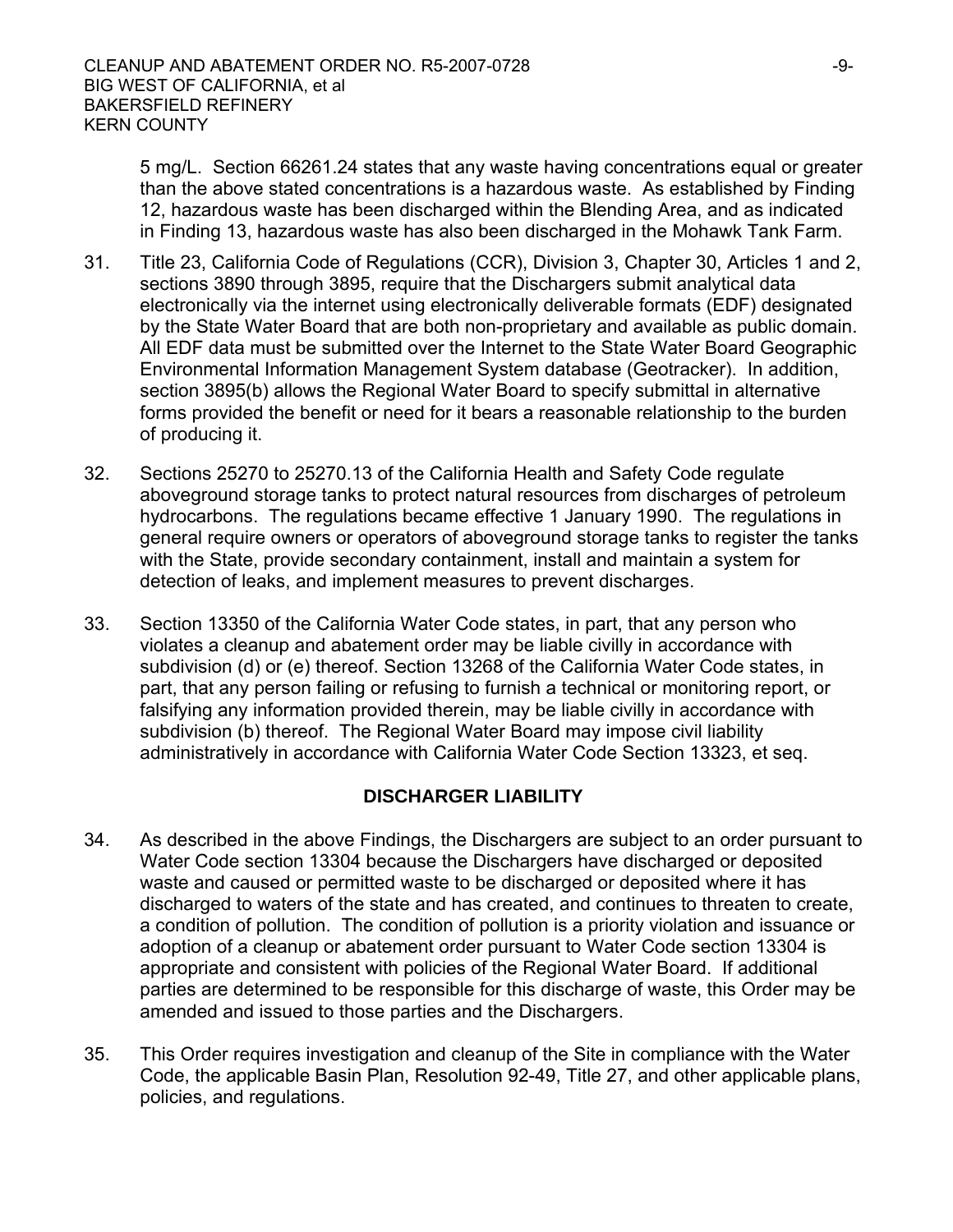5 mg/L. Section 66261.24 states that any waste having concentrations equal or greater than the above stated concentrations is a hazardous waste. As established by Finding 12, hazardous waste has been discharged within the Blending Area, and as indicated in Finding 13, hazardous waste has also been discharged in the Mohawk Tank Farm.

31. Title 23, California Code of Regulations (CCR), Division 3, Chapter 30, Articles 1 and 2, sections 3890 through 3895, require that the Dischargers submit analytical data electronically via the internet using electronically deliverable formats (EDF) designated by the State Water Board that are both non-proprietary and available as public domain. All EDF data must be submitted over the Internet to the State Water Board Geographic Environmental Information Management System database (Geotracker). In addition, section 3895(b) allows the Regional Water Board to specify submittal in alternative forms provided the benefit or need for it bears a reasonable relationship to the burden of producing it.

32. Sections 25270 to 25270.13 of the California Health and Safety Code regulate aboveground storage tanks to protect natural resources from discharges of petroleum hydrocarbons. The regulations became effective 1 January 1990. The regulations in general require owners or operators of aboveground storage tanks to register the tanks with the State, provide secondary containment, install and maintain a system for detection of leaks, and implement measures to prevent discharges.

33. Section 13350 of the California Water Code states, in part, that any person who violates a cleanup and abatement order may be liable civilly in accordance with subdivision (d) or (e) thereof. Section 13268 of the California Water Code states, in part, that any person failing or refusing to furnish a technical or monitoring report, or falsifying any information provided therein, may be liable civilly in accordance with subdivision (b) thereof. The Regional Water Board may impose civil liability administratively in accordance with California Water Code Section 13323, et seq.

## DISCHARGER LIABILITY

34. As described in the above Findings, the Dischargers are subject to an order pursuant to Water Code section 13304 because the Dischargers have discharged or deposited waste and caused or permitted waste to be discharged or deposited where it has discharged to waters of the state and has created, and continues to threaten to create, a condition of pollution. The condition of pollution is a priority violation and issuance or adoption of a cleanup or abatement order pursuant to Water Code section 13304 is appropriate and consistent with policies of the Regional Water Board. If additional parties are determined to be responsible for this discharge of waste, this Order may be amended and issued to those parties and the Dischargers.

35. This Order requires investigation and cleanup of the Site in compliance with the Water Code, the applicable Basin Plan, Resolution 92-49, Title 27, and other applicable plans, policies, and regulations.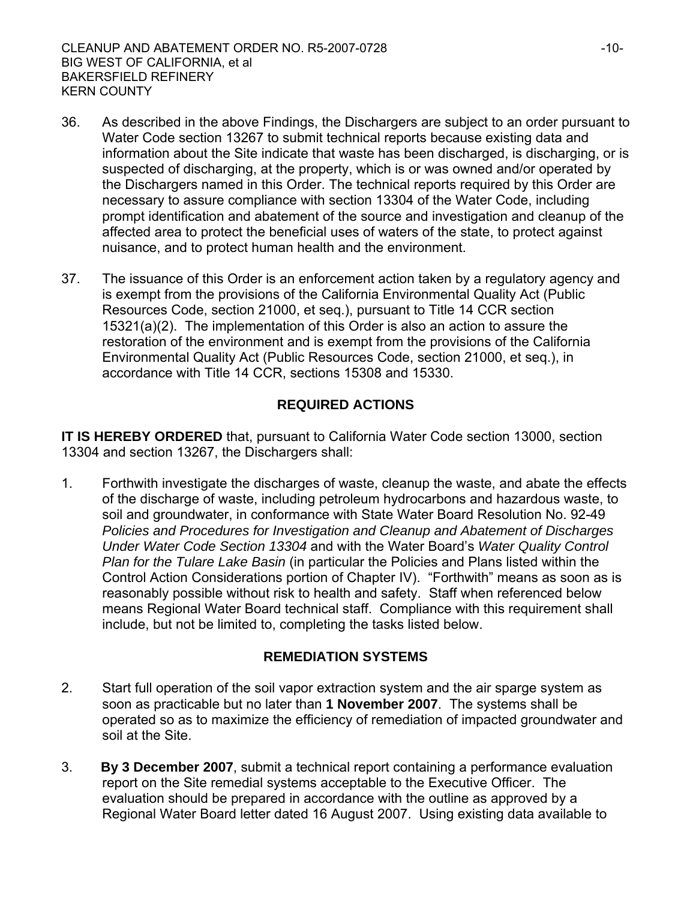36. As described in the above Findings, the Dischargers are subject to an order pursuant to Water Code section 13267 to submit technical reports because existing data and information about the Site indicate that waste has been discharged, is discharging, or is suspected of discharging, at the property, which is or was owned and/or operated by the Dischargers named in this Order. The technical reports required by this Order are necessary to assure compliance with section 13304 of the Water Code, including prompt identification and abatement of the source and investigation and cleanup of the affected area to protect the beneficial uses of waters of the state, to protect against nuisance, and to protect human health and the environment.

37. The issuance of this Order is an enforcement action taken by a regulatory agency and is exempt from the provisions of the California Environmental Quality Act (Public Resources Code, section 21000, et seq.), pursuant to Title 14 CCR section 15321(a)(2). The implementation of this Order is also an action to assure the restoration of the environment and is exempt from the provisions of the California Environmental Quality Act (Public Resources Code, section 21000, et seq.), in accordance with Title 14 CCR, sections 15308 and 15330.

## REQUIRED ACTIONS

**IT IS HEREBY ORDERED** that, pursuant to California Water Code section 13000, section 13304 and section 13267, the Dischargers shall:

1. Forthwith investigate the discharges of waste, cleanup the waste, and abate the effects of the discharge of waste, including petroleum hydrocarbons and hazardous waste, to soil and groundwater, in conformance with State Water Board Resolution No. 92-49 *Policies and Procedures for Investigation and Cleanup and Abatement of Discharges Under Water Code Section 13304* and with the Water Board's *Water Quality Control Plan for the Tulare Lake Basin* (in particular the Policies and Plans listed within the Control Action Considerations portion of Chapter IV). "Forthwith" means as soon as is reasonably possible without risk to health and safety. Staff when referenced below means Regional Water Board technical staff. Compliance with this requirement shall include, but not be limited to, completing the tasks listed below.

## REMEDIATION SYSTEMS

2. Start full operation of the soil vapor extraction system and the air sparge system as soon as practicable but no later than **1 November 2007**. The systems shall be operated so as to maximize the efficiency of remediation of impacted groundwater and soil at the Site.

3. **By 3 December 2007**, submit a technical report containing a performance evaluation report on the Site remedial systems acceptable to the Executive Officer. The evaluation should be prepared in accordance with the outline as approved by a Regional Water Board letter dated 16 August 2007. Using existing data available to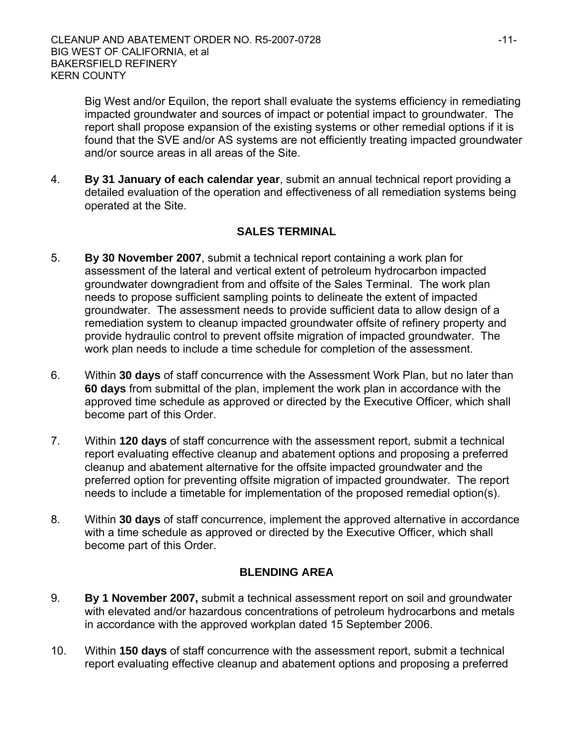Big West and/or Equilon, the report shall evaluate the systems efficiency in remediating impacted groundwater and sources of impact or potential impact to groundwater. The report shall propose expansion of the existing systems or other remedial options if it is found that the SVE and/or AS systems are not efficiently treating impacted groundwater and/or source areas in all areas of the Site.

4. **By 31 January of each calendar year**, submit an annual technical report providing a detailed evaluation of the operation and effectiveness of all remediation systems being operated at the Site.

**SALES TERMINAL**

5. **By 30 November 2007**, submit a technical report containing a work plan for assessment of the lateral and vertical extent of petroleum hydrocarbon impacted groundwater downgradient from and offsite of the Sales Terminal. The work plan needs to propose sufficient sampling points to delineate the extent of impacted groundwater. The assessment needs to provide sufficient data to allow design of a remediation system to cleanup impacted groundwater offsite of refinery property and provide hydraulic control to prevent offsite migration of impacted groundwater. The work plan needs to include a time schedule for completion of the assessment.

6. Within **30 days** of staff concurrence with the Assessment Work Plan, but no later than **60 days** from submittal of the plan, implement the work plan in accordance with the approved time schedule as approved or directed by the Executive Officer, which shall become part of this Order.

7. Within **120 days** of staff concurrence with the assessment report, submit a technical report evaluating effective cleanup and abatement options and proposing a preferred cleanup and abatement alternative for the offsite impacted groundwater and the preferred option for preventing offsite migration of impacted groundwater. The report needs to include a timetable for implementation of the proposed remedial option(s).

8. Within **30 days** of staff concurrence, implement the approved alternative in accordance with a time schedule as approved or directed by the Executive Officer, which shall become part of this Order.

**BLENDING AREA**

9. **By 1 November 2007,** submit a technical assessment report on soil and groundwater with elevated and/or hazardous concentrations of petroleum hydrocarbons and metals in accordance with the approved workplan dated 15 September 2006.

10. Within **150 days** of staff concurrence with the assessment report, submit a technical report evaluating effective cleanup and abatement options and proposing a preferred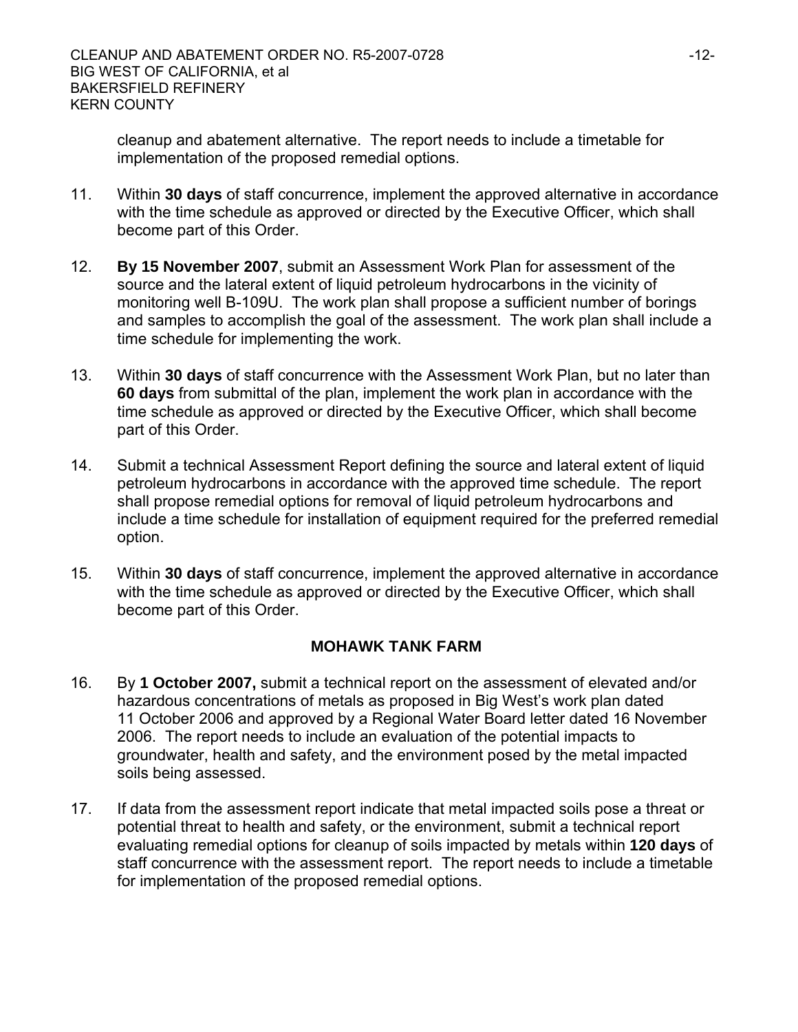cleanup and abatement alternative. The report needs to include a timetable for implementation of the proposed remedial options.

11. Within **30 days** of staff concurrence, implement the approved alternative in accordance with the time schedule as approved or directed by the Executive Officer, which shall become part of this Order.

12. **By 15 November 2007**, submit an Assessment Work Plan for assessment of the source and the lateral extent of liquid petroleum hydrocarbons in the vicinity of monitoring well B-109U. The work plan shall propose a sufficient number of borings and samples to accomplish the goal of the assessment. The work plan shall include a time schedule for implementing the work.

13. Within **30 days** of staff concurrence with the Assessment Work Plan, but no later than **60 days** from submittal of the plan, implement the work plan in accordance with the time schedule as approved or directed by the Executive Officer, which shall become part of this Order.

14. Submit a technical Assessment Report defining the source and lateral extent of liquid petroleum hydrocarbons in accordance with the approved time schedule. The report shall propose remedial options for removal of liquid petroleum hydrocarbons and include a time schedule for installation of equipment required for the preferred remedial option.

15. Within **30 days** of staff concurrence, implement the approved alternative in accordance with the time schedule as approved or directed by the Executive Officer, which shall become part of this Order.

## MOHAWK TANK FARM

16. By **1 October 2007,** submit a technical report on the assessment of elevated and/or hazardous concentrations of metals as proposed in Big West's work plan dated 11 October 2006 and approved by a Regional Water Board letter dated 16 November 2006. The report needs to include an evaluation of the potential impacts to groundwater, health and safety, and the environment posed by the metal impacted soils being assessed.

17. If data from the assessment report indicate that metal impacted soils pose a threat or potential threat to health and safety, or the environment, submit a technical report evaluating remedial options for cleanup of soils impacted by metals within **120 days** of staff concurrence with the assessment report. The report needs to include a timetable for implementation of the proposed remedial options.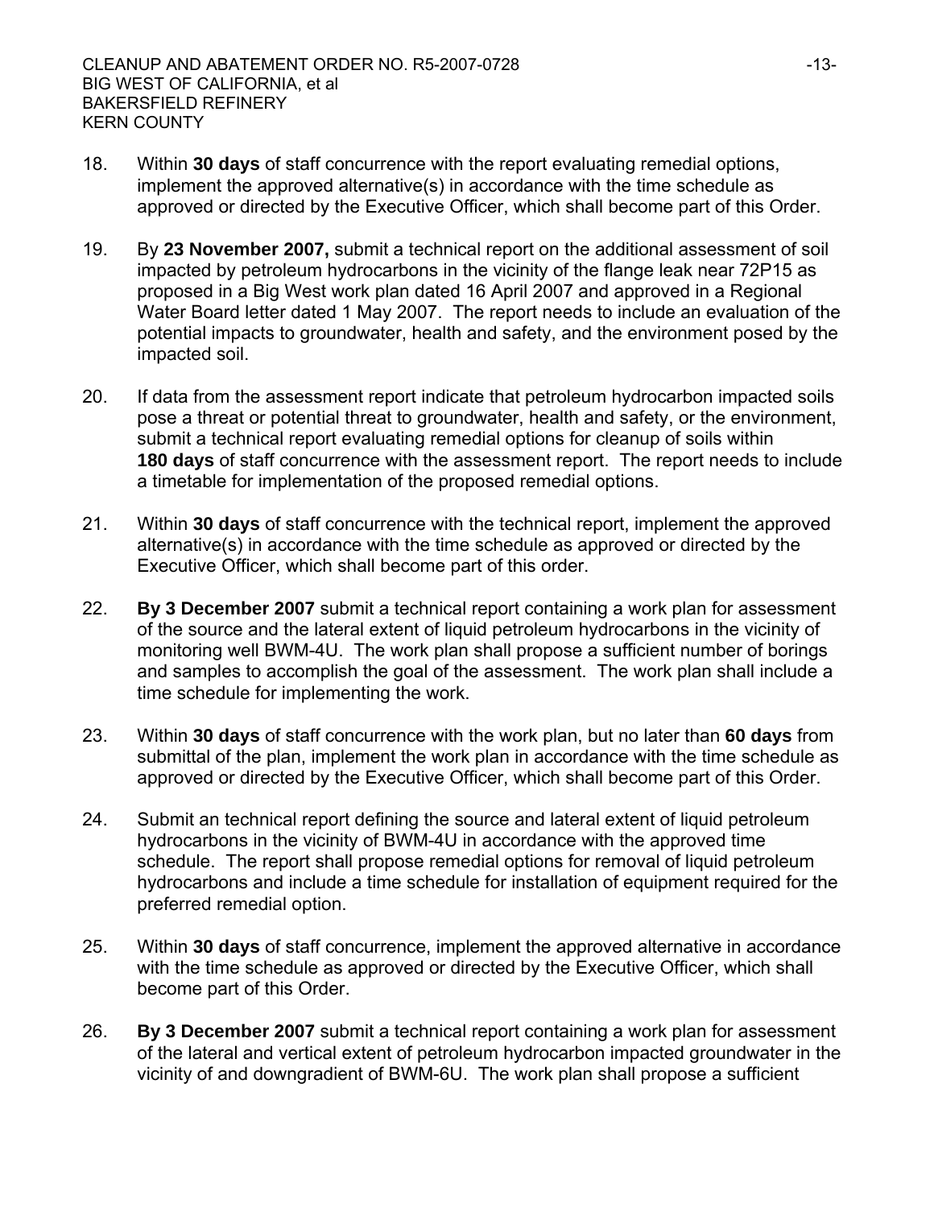18. Within **30 days** of staff concurrence with the report evaluating remedial options, implement the approved alternative(s) in accordance with the time schedule as approved or directed by the Executive Officer, which shall become part of this Order.

19. By **23 November 2007,** submit a technical report on the additional assessment of soil impacted by petroleum hydrocarbons in the vicinity of the flange leak near 72P15 as proposed in a Big West work plan dated 16 April 2007 and approved in a Regional Water Board letter dated 1 May 2007. The report needs to include an evaluation of the potential impacts to groundwater, health and safety, and the environment posed by the impacted soil.

20. If data from the assessment report indicate that petroleum hydrocarbon impacted soils pose a threat or potential threat to groundwater, health and safety, or the environment, submit a technical report evaluating remedial options for cleanup of soils within **180 days** of staff concurrence with the assessment report. The report needs to include a timetable for implementation of the proposed remedial options.

21. Within **30 days** of staff concurrence with the technical report, implement the approved alternative(s) in accordance with the time schedule as approved or directed by the Executive Officer, which shall become part of this order.

22. **By 3 December 2007** submit a technical report containing a work plan for assessment of the source and the lateral extent of liquid petroleum hydrocarbons in the vicinity of monitoring well BWM-4U. The work plan shall propose a sufficient number of borings and samples to accomplish the goal of the assessment. The work plan shall include a time schedule for implementing the work.

23. Within **30 days** of staff concurrence with the work plan, but no later than **60 days** from submittal of the plan, implement the work plan in accordance with the time schedule as approved or directed by the Executive Officer, which shall become part of this Order.

24. Submit an technical report defining the source and lateral extent of liquid petroleum hydrocarbons in the vicinity of BWM-4U in accordance with the approved time schedule. The report shall propose remedial options for removal of liquid petroleum hydrocarbons and include a time schedule for installation of equipment required for the preferred remedial option.

25. Within **30 days** of staff concurrence, implement the approved alternative in accordance with the time schedule as approved or directed by the Executive Officer, which shall become part of this Order.

26. **By 3 December 2007** submit a technical report containing a work plan for assessment of the lateral and vertical extent of petroleum hydrocarbon impacted groundwater in the vicinity of and downgradient of BWM-6U. The work plan shall propose a sufficient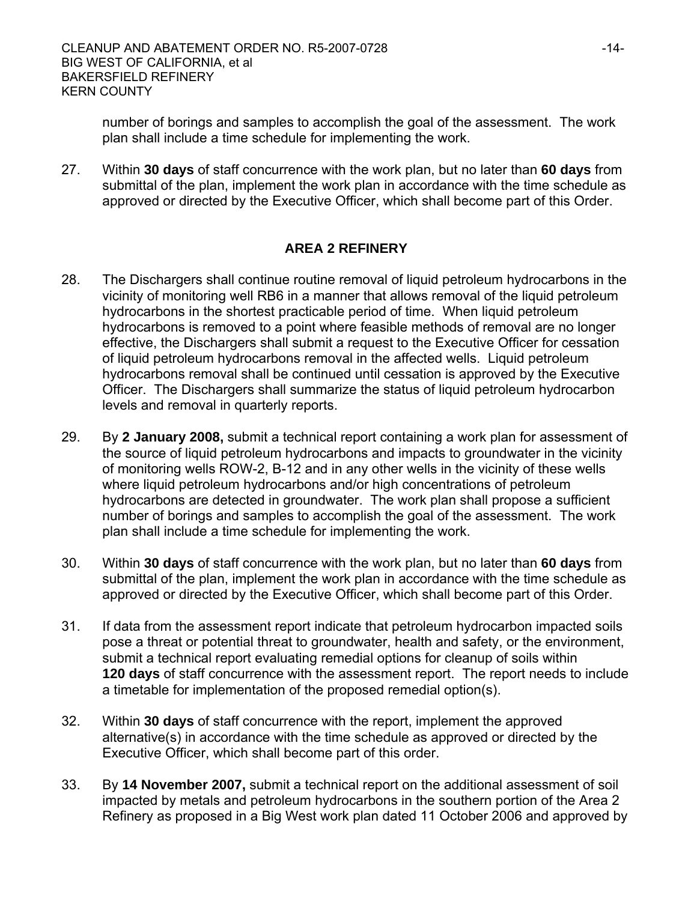number of borings and samples to accomplish the goal of the assessment. The work plan shall include a time schedule for implementing the work.

27. Within **30 days** of staff concurrence with the work plan, but no later than **60 days** from submittal of the plan, implement the work plan in accordance with the time schedule as approved or directed by the Executive Officer, which shall become part of this Order.

## AREA 2 REFINERY

28. The Dischargers shall continue routine removal of liquid petroleum hydrocarbons in the vicinity of monitoring well RB6 in a manner that allows removal of the liquid petroleum hydrocarbons in the shortest practicable period of time. When liquid petroleum hydrocarbons is removed to a point where feasible methods of removal are no longer effective, the Dischargers shall submit a request to the Executive Officer for cessation of liquid petroleum hydrocarbons removal in the affected wells. Liquid petroleum hydrocarbons removal shall be continued until cessation is approved by the Executive Officer. The Dischargers shall summarize the status of liquid petroleum hydrocarbon levels and removal in quarterly reports.

29. By **2 January 2008,** submit a technical report containing a work plan for assessment of the source of liquid petroleum hydrocarbons and impacts to groundwater in the vicinity of monitoring wells ROW-2, B-12 and in any other wells in the vicinity of these wells where liquid petroleum hydrocarbons and/or high concentrations of petroleum hydrocarbons are detected in groundwater. The work plan shall propose a sufficient number of borings and samples to accomplish the goal of the assessment. The work plan shall include a time schedule for implementing the work.

30. Within **30 days** of staff concurrence with the work plan, but no later than **60 days** from submittal of the plan, implement the work plan in accordance with the time schedule as approved or directed by the Executive Officer, which shall become part of this Order.

31. If data from the assessment report indicate that petroleum hydrocarbon impacted soils pose a threat or potential threat to groundwater, health and safety, or the environment, submit a technical report evaluating remedial options for cleanup of soils within **120 days** of staff concurrence with the assessment report. The report needs to include a timetable for implementation of the proposed remedial option(s).

32. Within **30 days** of staff concurrence with the report, implement the approved alternative(s) in accordance with the time schedule as approved or directed by the Executive Officer, which shall become part of this order.

33. By **14 November 2007,** submit a technical report on the additional assessment of soil impacted by metals and petroleum hydrocarbons in the southern portion of the Area 2 Refinery as proposed in a Big West work plan dated 11 October 2006 and approved by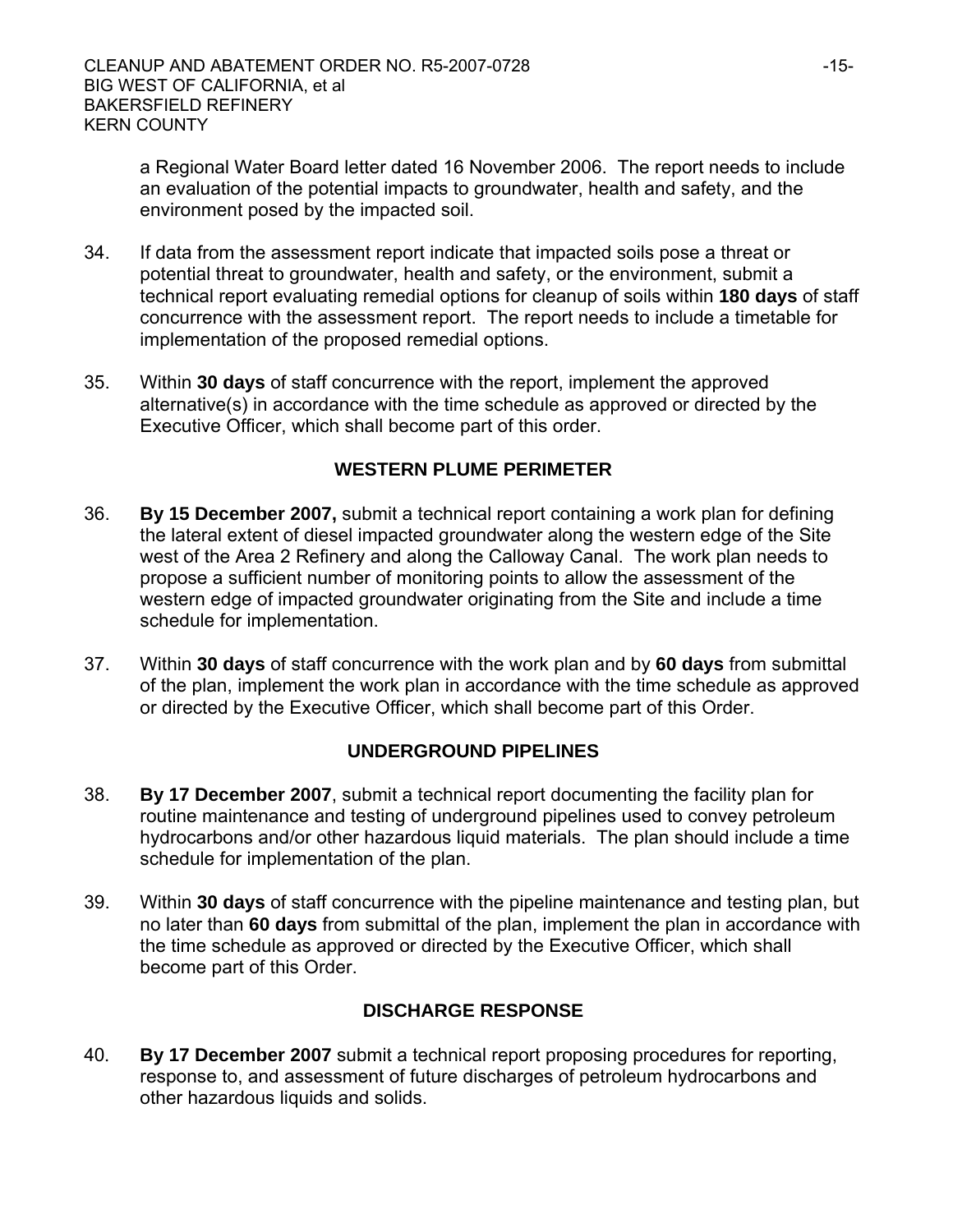a Regional Water Board letter dated 16 November 2006. The report needs to include an evaluation of the potential impacts to groundwater, health and safety, and the environment posed by the impacted soil.

34. If data from the assessment report indicate that impacted soils pose a threat or potential threat to groundwater, health and safety, or the environment, submit a technical report evaluating remedial options for cleanup of soils within **180 days** of staff concurrence with the assessment report. The report needs to include a timetable for implementation of the proposed remedial options.

35. Within **30 days** of staff concurrence with the report, implement the approved alternative(s) in accordance with the time schedule as approved or directed by the Executive Officer, which shall become part of this order.

## WESTERN PLUME PERIMETER

36. **By 15 December 2007,** submit a technical report containing a work plan for defining the lateral extent of diesel impacted groundwater along the western edge of the Site west of the Area 2 Refinery and along the Calloway Canal. The work plan needs to propose a sufficient number of monitoring points to allow the assessment of the western edge of impacted groundwater originating from the Site and include a time schedule for implementation.

37. Within **30 days** of staff concurrence with the work plan and by **60 days** from submittal of the plan, implement the work plan in accordance with the time schedule as approved or directed by the Executive Officer, which shall become part of this Order.

## UNDERGROUND PIPELINES

38. **By 17 December 2007**, submit a technical report documenting the facility plan for routine maintenance and testing of underground pipelines used to convey petroleum hydrocarbons and/or other hazardous liquid materials. The plan should include a time schedule for implementation of the plan.

39. Within **30 days** of staff concurrence with the pipeline maintenance and testing plan, but no later than **60 days** from submittal of the plan, implement the plan in accordance with the time schedule as approved or directed by the Executive Officer, which shall become part of this Order.

## DISCHARGE RESPONSE

40. **By 17 December 2007** submit a technical report proposing procedures for reporting, response to, and assessment of future discharges of petroleum hydrocarbons and other hazardous liquids and solids.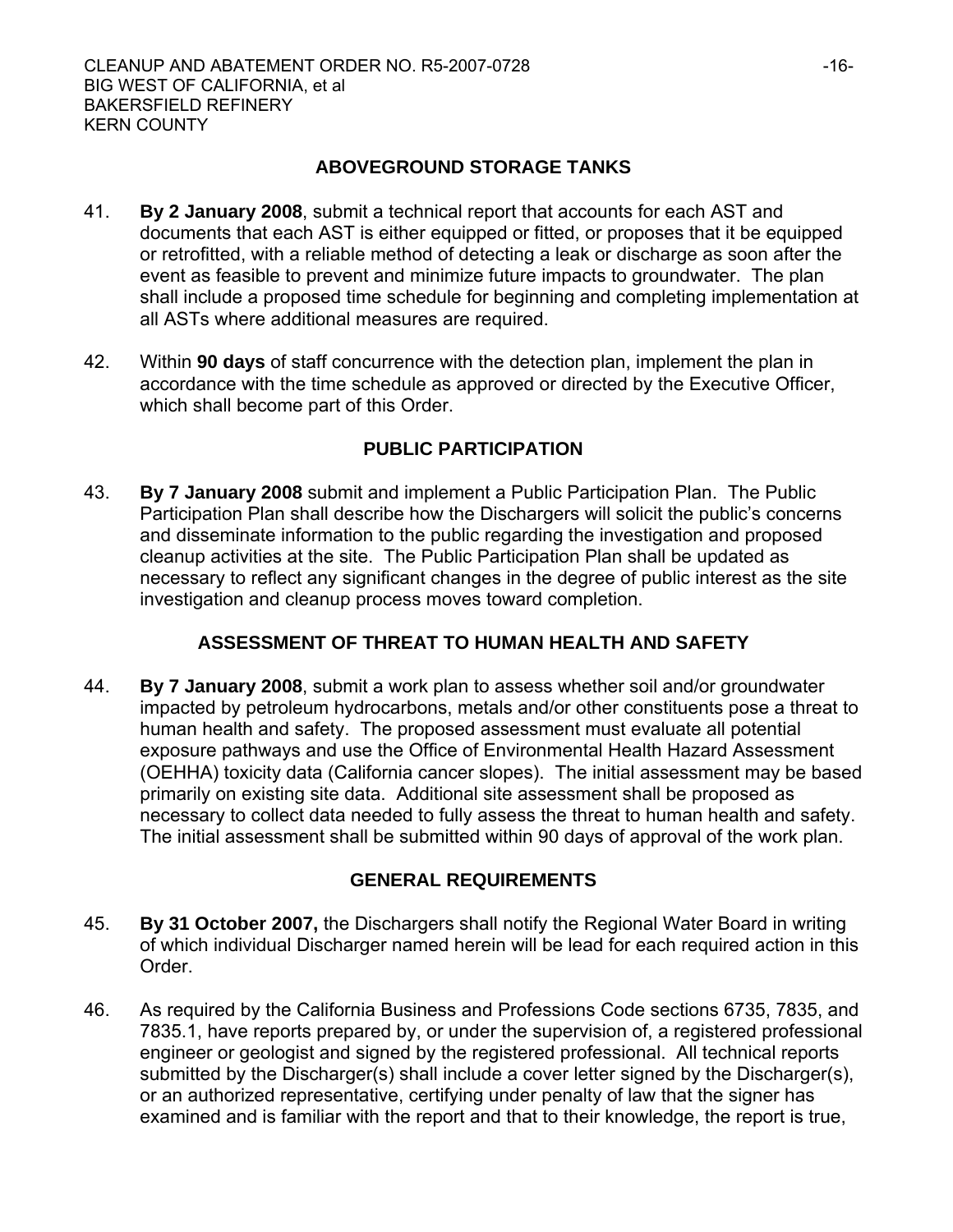## ABOVEGROUND STORAGE TANKS

41. **By 2 January 2008**, submit a technical report that accounts for each AST and documents that each AST is either equipped or fitted, or proposes that it be equipped or retrofitted, with a reliable method of detecting a leak or discharge as soon after the event as feasible to prevent and minimize future impacts to groundwater. The plan shall include a proposed time schedule for beginning and completing implementation at all ASTs where additional measures are required.

42. Within **90 days** of staff concurrence with the detection plan, implement the plan in accordance with the time schedule as approved or directed by the Executive Officer, which shall become part of this Order.

## PUBLIC PARTICIPATION

43. **By 7 January 2008** submit and implement a Public Participation Plan. The Public Participation Plan shall describe how the Dischargers will solicit the public's concerns and disseminate information to the public regarding the investigation and proposed cleanup activities at the site. The Public Participation Plan shall be updated as necessary to reflect any significant changes in the degree of public interest as the site investigation and cleanup process moves toward completion.

## ASSESSMENT OF THREAT TO HUMAN HEALTH AND SAFETY

44. **By 7 January 2008**, submit a work plan to assess whether soil and/or groundwater impacted by petroleum hydrocarbons, metals and/or other constituents pose a threat to human health and safety. The proposed assessment must evaluate all potential exposure pathways and use the Office of Environmental Health Hazard Assessment (OEHHA) toxicity data (California cancer slopes). The initial assessment may be based primarily on existing site data. Additional site assessment shall be proposed as necessary to collect data needed to fully assess the threat to human health and safety. The initial assessment shall be submitted within 90 days of approval of the work plan.

## GENERAL REQUIREMENTS

45. **By 31 October 2007,** the Dischargers shall notify the Regional Water Board in writing of which individual Discharger named herein will be lead for each required action in this Order.

46. As required by the California Business and Professions Code sections 6735, 7835, and 7835.1, have reports prepared by, or under the supervision of, a registered professional engineer or geologist and signed by the registered professional. All technical reports submitted by the Discharger(s) shall include a cover letter signed by the Discharger(s), or an authorized representative, certifying under penalty of law that the signer has examined and is familiar with the report and that to their knowledge, the report is true,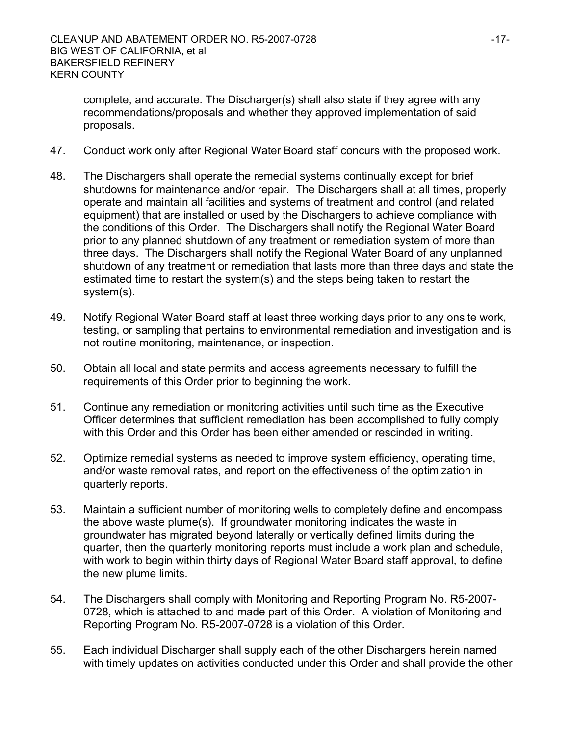complete, and accurate. The Discharger(s) shall also state if they agree with any recommendations/proposals and whether they approved implementation of said proposals.

47. Conduct work only after Regional Water Board staff concurs with the proposed work.

48. The Dischargers shall operate the remedial systems continually except for brief shutdowns for maintenance and/or repair. The Dischargers shall at all times, properly operate and maintain all facilities and systems of treatment and control (and related equipment) that are installed or used by the Dischargers to achieve compliance with the conditions of this Order. The Dischargers shall notify the Regional Water Board prior to any planned shutdown of any treatment or remediation system of more than three days. The Dischargers shall notify the Regional Water Board of any unplanned shutdown of any treatment or remediation that lasts more than three days and state the estimated time to restart the system(s) and the steps being taken to restart the system(s).

49. Notify Regional Water Board staff at least three working days prior to any onsite work, testing, or sampling that pertains to environmental remediation and investigation and is not routine monitoring, maintenance, or inspection.

50. Obtain all local and state permits and access agreements necessary to fulfill the requirements of this Order prior to beginning the work.

51. Continue any remediation or monitoring activities until such time as the Executive Officer determines that sufficient remediation has been accomplished to fully comply with this Order and this Order has been either amended or rescinded in writing.

52. Optimize remedial systems as needed to improve system efficiency, operating time, and/or waste removal rates, and report on the effectiveness of the optimization in quarterly reports.

53. Maintain a sufficient number of monitoring wells to completely define and encompass the above waste plume(s). If groundwater monitoring indicates the waste in groundwater has migrated beyond laterally or vertically defined limits during the quarter, then the quarterly monitoring reports must include a work plan and schedule, with work to begin within thirty days of Regional Water Board staff approval, to define the new plume limits.

54. The Dischargers shall comply with Monitoring and Reporting Program No. R5-2007-0728, which is attached to and made part of this Order. A violation of Monitoring and Reporting Program No. R5-2007-0728 is a violation of this Order.

55. Each individual Discharger shall supply each of the other Dischargers herein named with timely updates on activities conducted under this Order and shall provide the other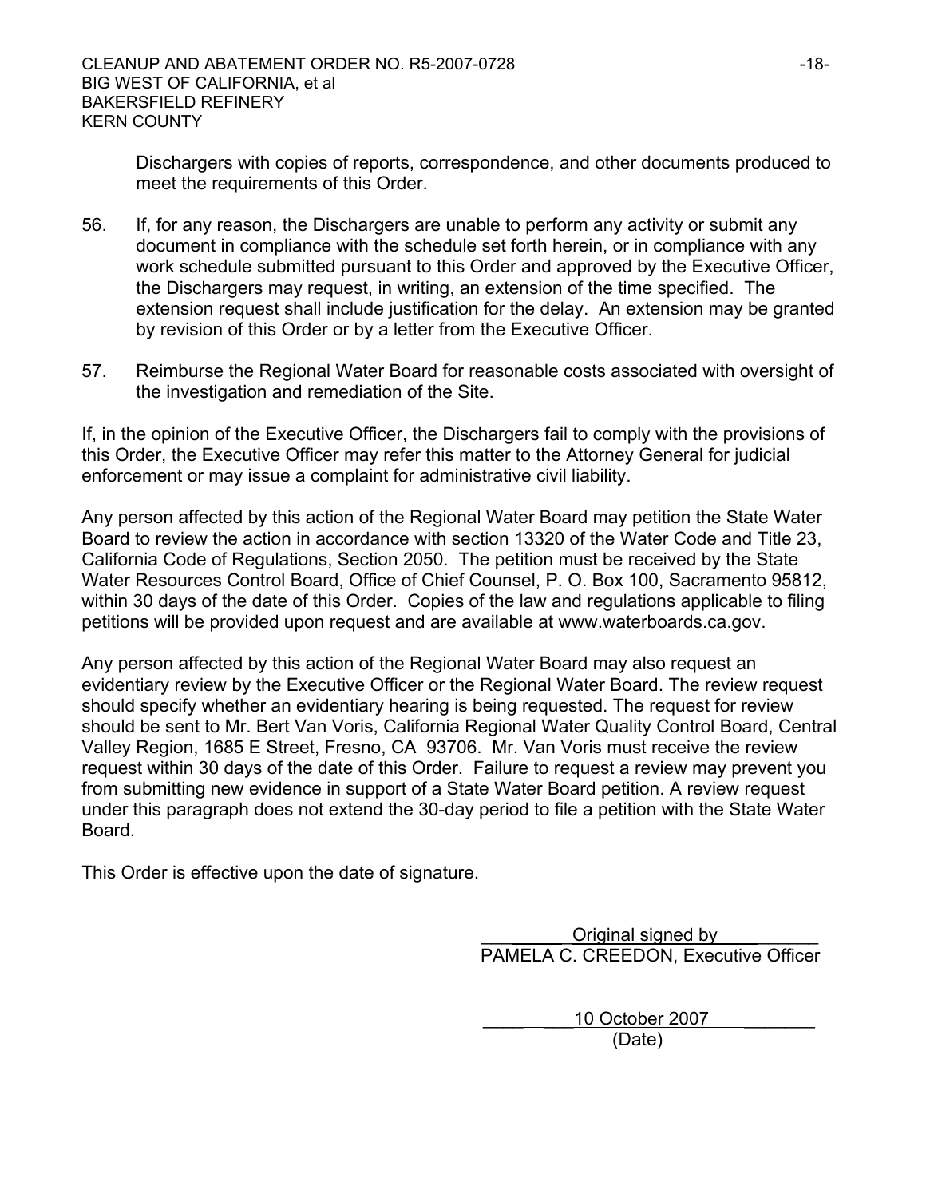Dischargers with copies of reports, correspondence, and other documents produced to meet the requirements of this Order.

56. If, for any reason, the Dischargers are unable to perform any activity or submit any document in compliance with the schedule set forth herein, or in compliance with any work schedule submitted pursuant to this Order and approved by the Executive Officer, the Dischargers may request, in writing, an extension of the time specified. The extension request shall include justification for the delay. An extension may be granted by revision of this Order or by a letter from the Executive Officer.

57. Reimburse the Regional Water Board for reasonable costs associated with oversight of the investigation and remediation of the Site.

If, in the opinion of the Executive Officer, the Dischargers fail to comply with the provisions of this Order, the Executive Officer may refer this matter to the Attorney General for judicial enforcement or may issue a complaint for administrative civil liability.

Any person affected by this action of the Regional Water Board may petition the State Water Board to review the action in accordance with section 13320 of the Water Code and Title 23, California Code of Regulations, Section 2050. The petition must be received by the State Water Resources Control Board, Office of Chief Counsel, P. O. Box 100, Sacramento 95812, within 30 days of the date of this Order. Copies of the law and regulations applicable to filing petitions will be provided upon request and are available at www.waterboards.ca.gov.

Any person affected by this action of the Regional Water Board may also request an evidentiary review by the Executive Officer or the Regional Water Board. The review request should specify whether an evidentiary hearing is being requested. The request for review should be sent to Mr. Bert Van Voris, California Regional Water Quality Control Board, Central Valley Region, 1685 E Street, Fresno, CA 93706. Mr. Van Voris must receive the review request within 30 days of the date of this Order. Failure to request a review may prevent you from submitting new evidence in support of a State Water Board petition. A review request under this paragraph does not extend the 30-day period to file a petition with the State Water Board.

This Order is effective upon the date of signature.

Original signed by
PAMELA C. CREEDON, Executive Officer

10 October 2007
(Date)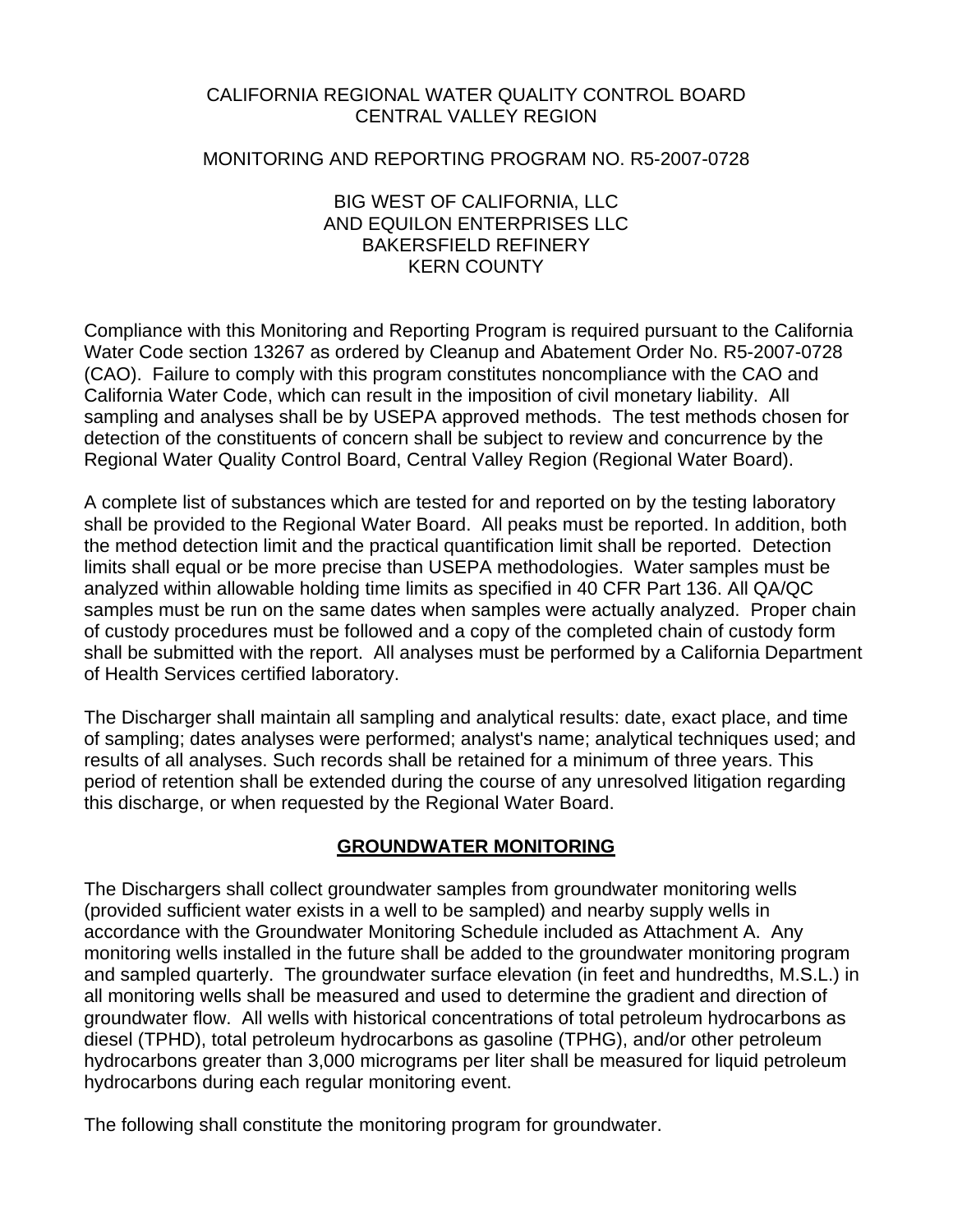CALIFORNIA REGIONAL WATER QUALITY CONTROL BOARD
CENTRAL VALLEY REGION

MONITORING AND REPORTING PROGRAM NO. R5-2007-0728

BIG WEST OF CALIFORNIA, LLC
AND EQUILON ENTERPRISES LLC
BAKERSFIELD REFINERY
KERN COUNTY

Compliance with this Monitoring and Reporting Program is required pursuant to the California Water Code section 13267 as ordered by Cleanup and Abatement Order No. R5-2007-0728 (CAO). Failure to comply with this program constitutes noncompliance with the CAO and California Water Code, which can result in the imposition of civil monetary liability. All sampling and analyses shall be by USEPA approved methods. The test methods chosen for detection of the constituents of concern shall be subject to review and concurrence by the Regional Water Quality Control Board, Central Valley Region (Regional Water Board).

A complete list of substances which are tested for and reported on by the testing laboratory shall be provided to the Regional Water Board. All peaks must be reported. In addition, both the method detection limit and the practical quantification limit shall be reported. Detection limits shall equal or be more precise than USEPA methodologies. Water samples must be analyzed within allowable holding time limits as specified in 40 CFR Part 136. All QA/QC samples must be run on the same dates when samples were actually analyzed. Proper chain of custody procedures must be followed and a copy of the completed chain of custody form shall be submitted with the report. All analyses must be performed by a California Department of Health Services certified laboratory.

The Discharger shall maintain all sampling and analytical results: date, exact place, and time of sampling; dates analyses were performed; analyst's name; analytical techniques used; and results of all analyses. Such records shall be retained for a minimum of three years. This period of retention shall be extended during the course of any unresolved litigation regarding this discharge, or when requested by the Regional Water Board.

## GROUNDWATER MONITORING

The Dischargers shall collect groundwater samples from groundwater monitoring wells (provided sufficient water exists in a well to be sampled) and nearby supply wells in accordance with the Groundwater Monitoring Schedule included as Attachment A. Any monitoring wells installed in the future shall be added to the groundwater monitoring program and sampled quarterly. The groundwater surface elevation (in feet and hundredths, M.S.L.) in all monitoring wells shall be measured and used to determine the gradient and direction of groundwater flow. All wells with historical concentrations of total petroleum hydrocarbons as diesel (TPHD), total petroleum hydrocarbons as gasoline (TPHG), and/or other petroleum hydrocarbons greater than 3,000 micrograms per liter shall be measured for liquid petroleum hydrocarbons during each regular monitoring event.

The following shall constitute the monitoring program for groundwater.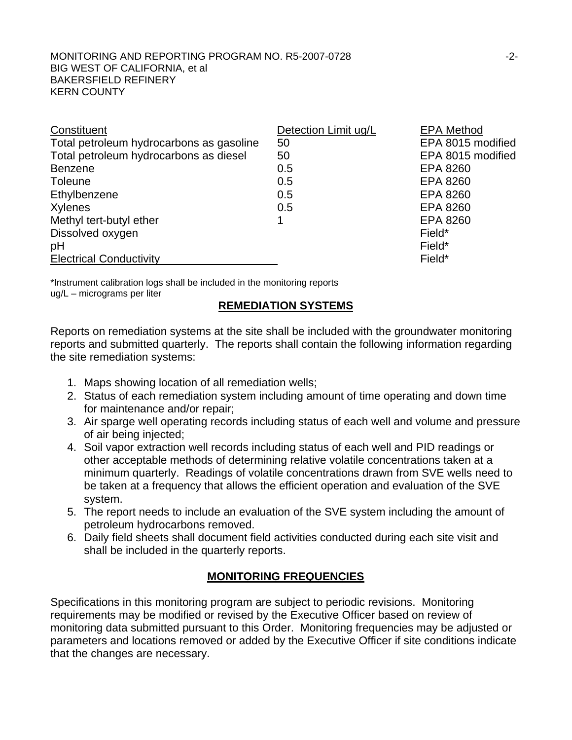| Constituent | Detection Limit ug/L | EPA Method |
|---|---|---|
| Total petroleum hydrocarbons as gasoline | 50 | EPA 8015 modified |
| Total petroleum hydrocarbons as diesel | 50 | EPA 8015 modified |
| Benzene | 0.5 | EPA 8260 |
| Toleune | 0.5 | EPA 8260 |
| Ethylbenzene | 0.5 | EPA 8260 |
| Xylenes | 0.5 | EPA 8260 |
| Methyl tert-butyl ether | 1 | EPA 8260 |
| Dissolved oxygen | | Field* |
| pH | | Field* |
| Electrical Conductivity | | Field* |

*Instrument calibration logs shall be included in the monitoring reports
ug/L – micrograms per liter

## REMEDIATION SYSTEMS

Reports on remediation systems at the site shall be included with the groundwater monitoring reports and submitted quarterly. The reports shall contain the following information regarding the site remediation systems:

1. Maps showing location of all remediation wells;
2. Status of each remediation system including amount of time operating and down time for maintenance and/or repair;
3. Air sparge well operating records including status of each well and volume and pressure of air being injected;
4. Soil vapor extraction well records including status of each well and PID readings or other acceptable methods of determining relative volatile concentrations taken at a minimum quarterly. Readings of volatile concentrations drawn from SVE wells need to be taken at a frequency that allows the efficient operation and evaluation of the SVE system.
5. The report needs to include an evaluation of the SVE system including the amount of petroleum hydrocarbons removed.
6. Daily field sheets shall document field activities conducted during each site visit and shall be included in the quarterly reports.

## MONITORING FREQUENCIES

Specifications in this monitoring program are subject to periodic revisions. Monitoring requirements may be modified or revised by the Executive Officer based on review of monitoring data submitted pursuant to this Order. Monitoring frequencies may be adjusted or parameters and locations removed or added by the Executive Officer if site conditions indicate that the changes are necessary.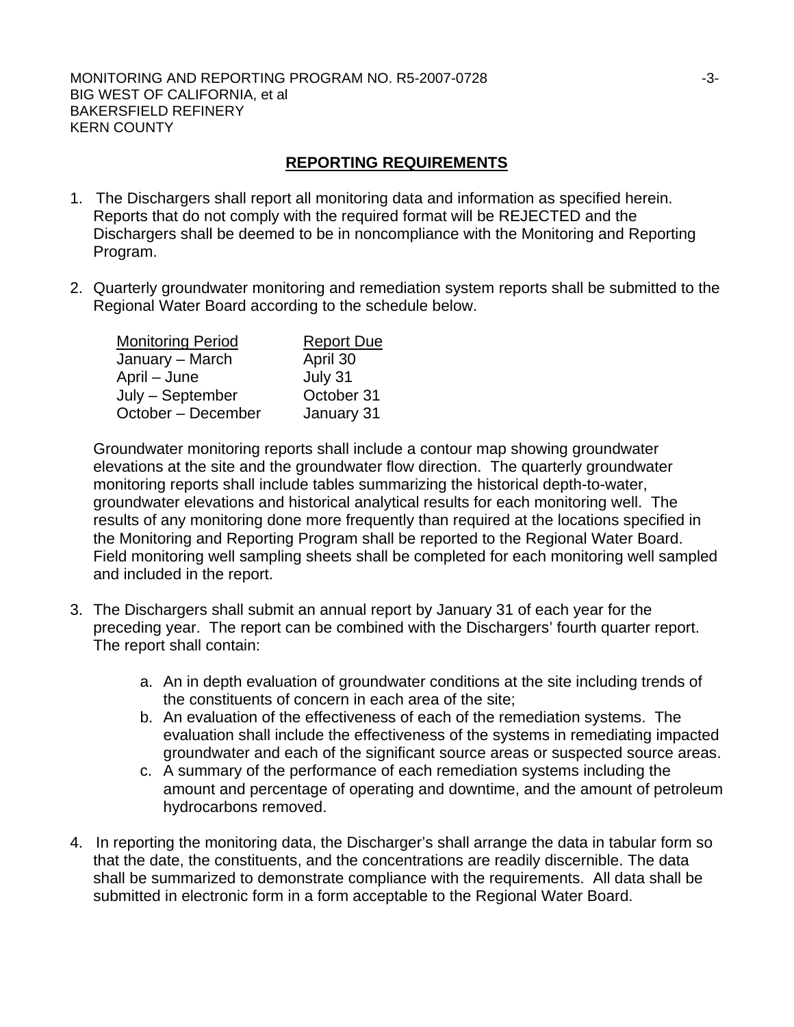## REPORTING REQUIREMENTS

1. The Dischargers shall report all monitoring data and information as specified herein. Reports that do not comply with the required format will be REJECTED and the Dischargers shall be deemed to be in noncompliance with the Monitoring and Reporting Program.

2. Quarterly groundwater monitoring and remediation system reports shall be submitted to the Regional Water Board according to the schedule below.

   | Monitoring Period | Report Due |
   |---|---|
   | January – March | April 30 |
   | April – June | July 31 |
   | July – September | October 31 |
   | October – December | January 31 |

   Groundwater monitoring reports shall include a contour map showing groundwater elevations at the site and the groundwater flow direction. The quarterly groundwater monitoring reports shall include tables summarizing the historical depth-to-water, groundwater elevations and historical analytical results for each monitoring well. The results of any monitoring done more frequently than required at the locations specified in the Monitoring and Reporting Program shall be reported to the Regional Water Board. Field monitoring well sampling sheets shall be completed for each monitoring well sampled and included in the report.

3. The Dischargers shall submit an annual report by January 31 of each year for the preceding year. The report can be combined with the Dischargers' fourth quarter report. The report shall contain:

   a. An in depth evaluation of groundwater conditions at the site including trends of the constituents of concern in each area of the site;
   b. An evaluation of the effectiveness of each of the remediation systems. The evaluation shall include the effectiveness of the systems in remediating impacted groundwater and each of the significant source areas or suspected source areas.
   c. A summary of the performance of each remediation systems including the amount and percentage of operating and downtime, and the amount of petroleum hydrocarbons removed.

4. In reporting the monitoring data, the Discharger's shall arrange the data in tabular form so that the date, the constituents, and the concentrations are readily discernible. The data shall be summarized to demonstrate compliance with the requirements. All data shall be submitted in electronic form in a form acceptable to the Regional Water Board.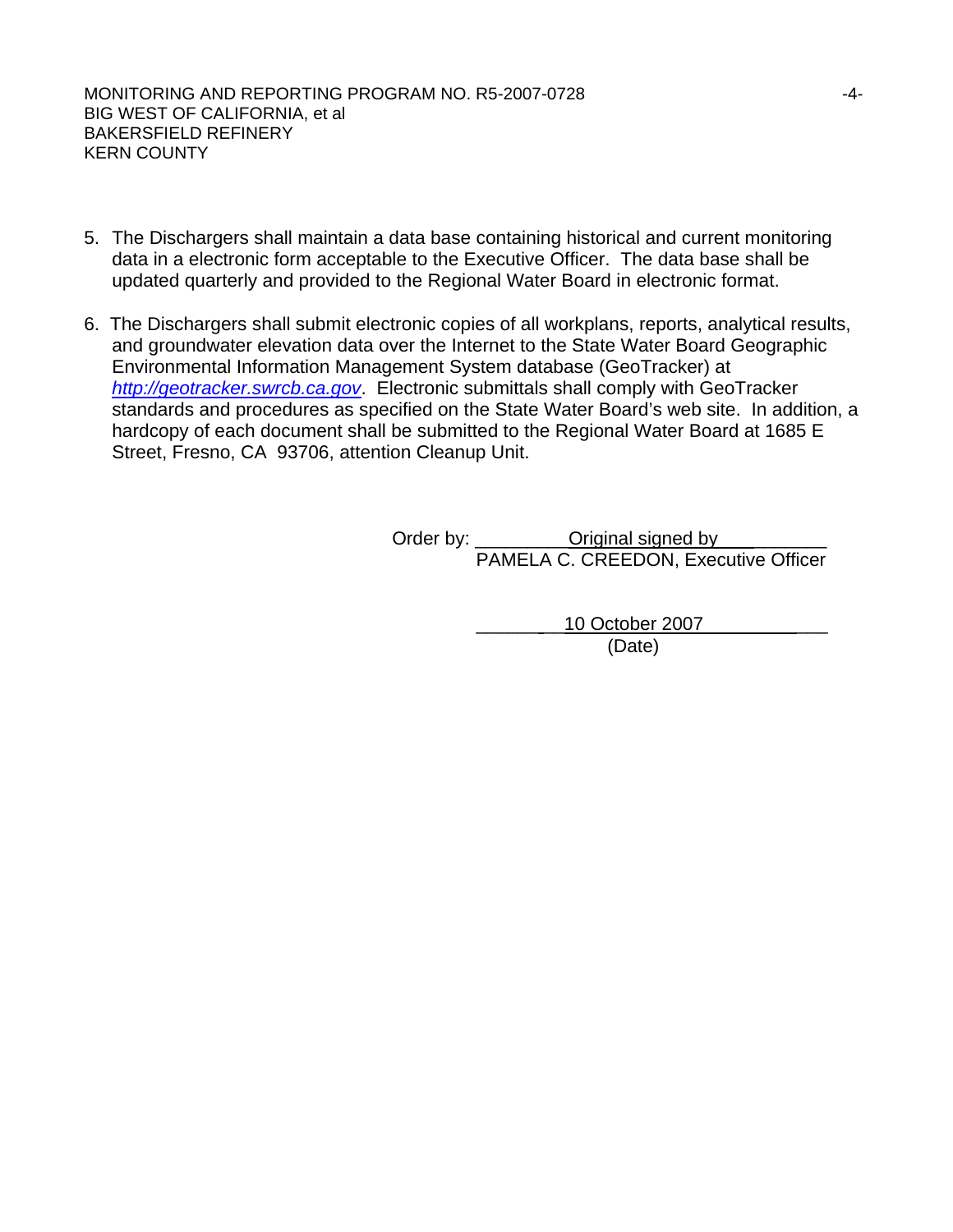5. The Dischargers shall maintain a data base containing historical and current monitoring data in a electronic form acceptable to the Executive Officer. The data base shall be updated quarterly and provided to the Regional Water Board in electronic format.

6. The Dischargers shall submit electronic copies of all workplans, reports, analytical results, and groundwater elevation data over the Internet to the State Water Board Geographic Environmental Information Management System database (GeoTracker) at *http://geotracker.swrcb.ca.gov*. Electronic submittals shall comply with GeoTracker standards and procedures as specified on the State Water Board's web site. In addition, a hardcopy of each document shall be submitted to the Regional Water Board at 1685 E Street, Fresno, CA 93706, attention Cleanup Unit.

Order by: Original signed by
PAMELA C. CREEDON, Executive Officer

10 October 2007
(Date)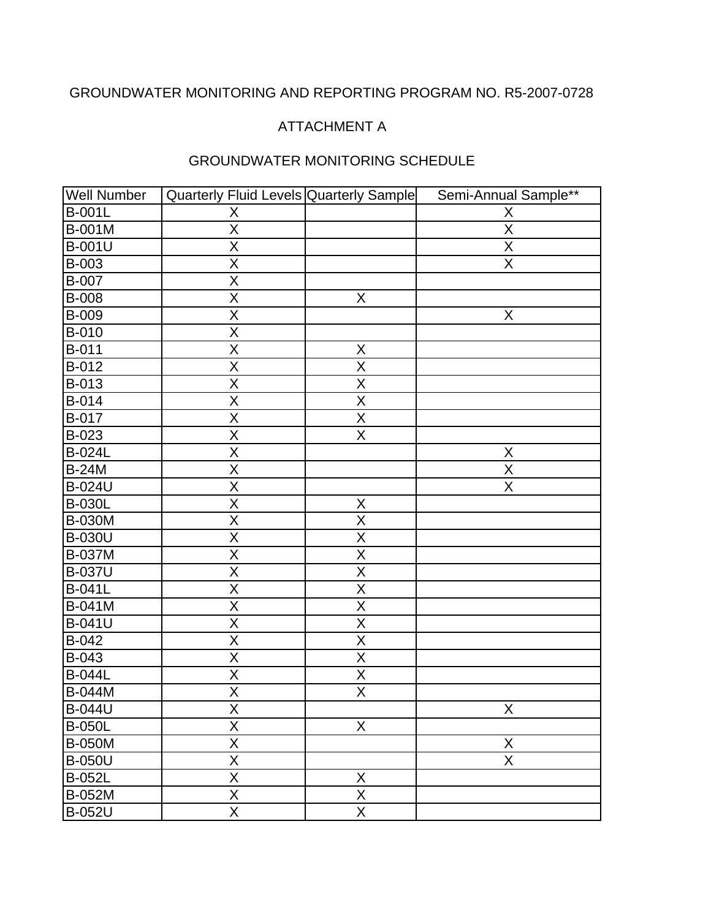GROUNDWATER MONITORING AND REPORTING PROGRAM NO. R5-2007-0728

ATTACHMENT A

GROUNDWATER MONITORING SCHEDULE

| Well Number | Quarterly Fluid Levels | Quarterly Sample | Semi-Annual Sample** |
|---|---|---|---|
| B-001L | X | | X |
| B-001M | X | | X |
| B-001U | X | | X |
| B-003 | X | | X |
| B-007 | X | | |
| B-008 | X | X | |
| B-009 | X | | X |
| B-010 | X | | |
| B-011 | X | X | |
| B-012 | X | X | |
| B-013 | X | X | |
| B-014 | X | X | |
| B-017 | X | X | |
| B-023 | X | X | |
| B-024L | X | | X |
| B-24M | X | | X |
| B-024U | X | | X |
| B-030L | X | X | |
| B-030M | X | X | |
| B-030U | X | X | |
| B-037M | X | X | |
| B-037U | X | X | |
| B-041L | X | X | |
| B-041M | X | X | |
| B-041U | X | X | |
| B-042 | X | X | |
| B-043 | X | X | |
| B-044L | X | X | |
| B-044M | X | X | |
| B-044U | X | | X |
| B-050L | X | X | |
| B-050M | X | | X |
| B-050U | X | | X |
| B-052L | X | X | |
| B-052M | X | X | |
| B-052U | X | X | |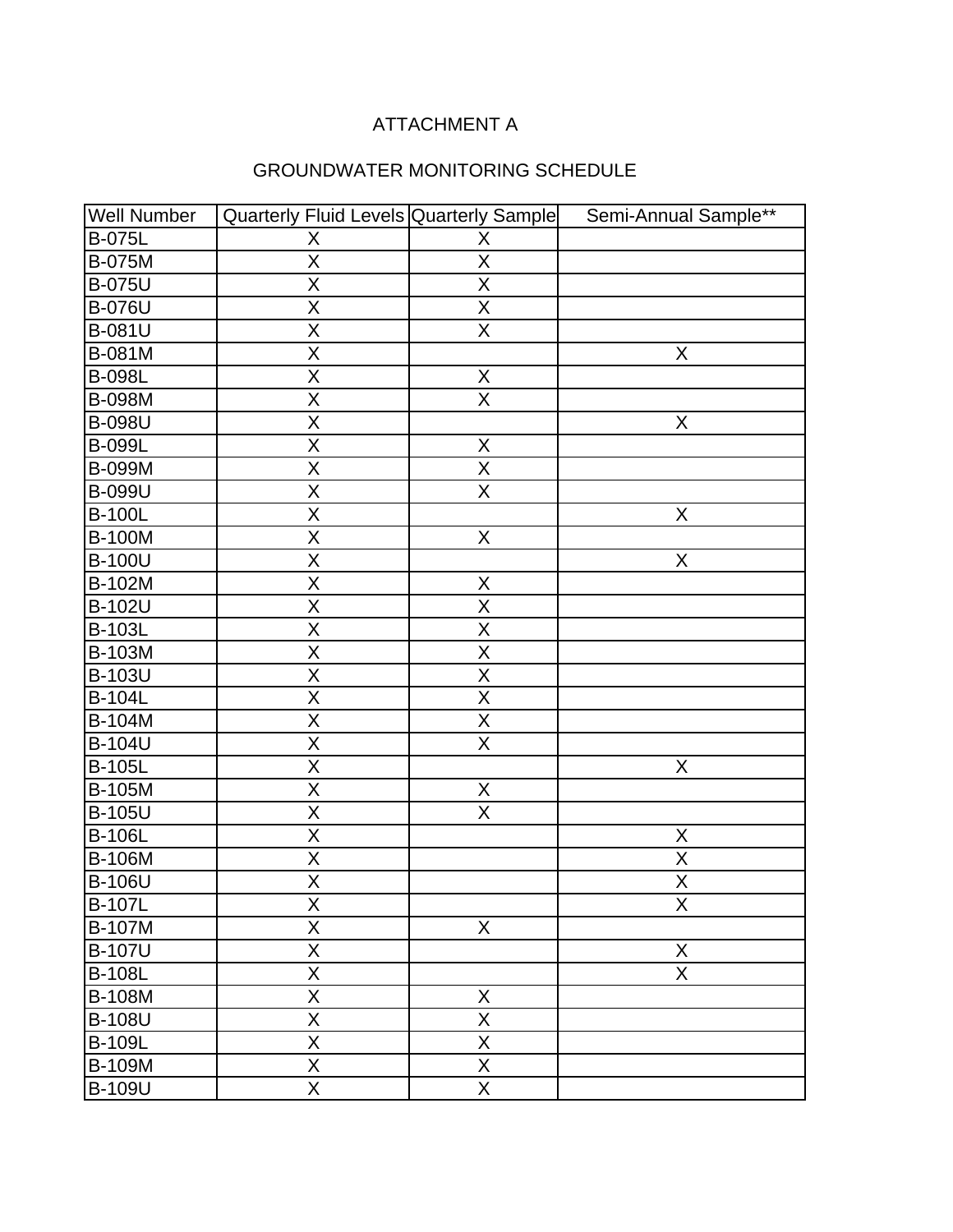# ATTACHMENT A

## GROUNDWATER MONITORING SCHEDULE

| Well Number | Quarterly Fluid Levels | Quarterly Sample | Semi-Annual Sample** |
|---|---|---|---|
| B-075L | X | X | |
| B-075M | X | X | |
| B-075U | X | X | |
| B-076U | X | X | |
| B-081U | X | X | |
| B-081M | X | | X |
| B-098L | X | X | |
| B-098M | X | X | |
| B-098U | X | | X |
| B-099L | X | X | |
| B-099M | X | X | |
| B-099U | X | X | |
| B-100L | X | | X |
| B-100M | X | X | |
| B-100U | X | | X |
| B-102M | X | X | |
| B-102U | X | X | |
| B-103L | X | X | |
| B-103M | X | X | |
| B-103U | X | X | |
| B-104L | X | X | |
| B-104M | X | X | |
| B-104U | X | X | |
| B-105L | X | | X |
| B-105M | X | X | |
| B-105U | X | X | |
| B-106L | X | | X |
| B-106M | X | | X |
| B-106U | X | | X |
| B-107L | X | | X |
| B-107M | X | X | |
| B-107U | X | | X |
| B-108L | X | | X |
| B-108M | X | X | |
| B-108U | X | X | |
| B-109L | X | X | |
| B-109M | X | X | |
| B-109U | X | X | |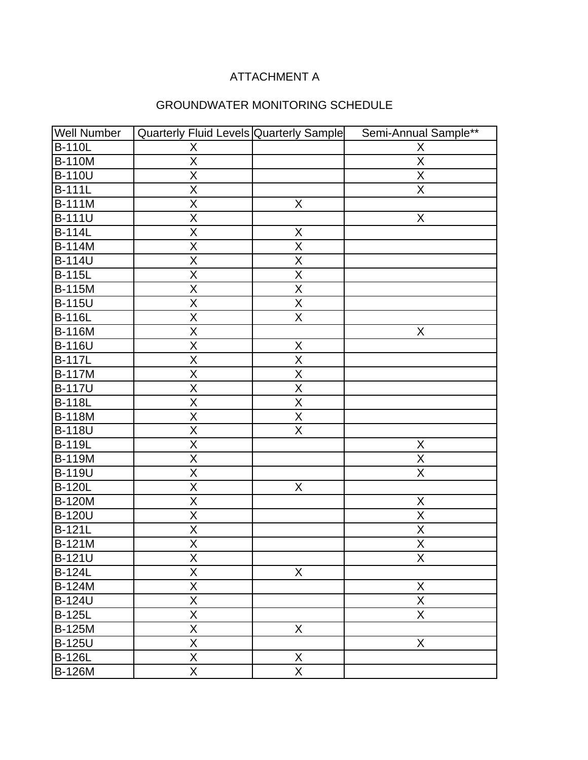# ATTACHMENT A

## GROUNDWATER MONITORING SCHEDULE

| Well Number | Quarterly Fluid Levels | Quarterly Sample | Semi-Annual Sample** |
|---|---|---|---|
| B-110L | X | | X |
| B-110M | X | | X |
| B-110U | X | | X |
| B-111L | X | | X |
| B-111M | X | X | |
| B-111U | X | | X |
| B-114L | X | X | |
| B-114M | X | X | |
| B-114U | X | X | |
| B-115L | X | X | |
| B-115M | X | X | |
| B-115U | X | X | |
| B-116L | X | X | |
| B-116M | X | | X |
| B-116U | X | X | |
| B-117L | X | X | |
| B-117M | X | X | |
| B-117U | X | X | |
| B-118L | X | X | |
| B-118M | X | X | |
| B-118U | X | X | |
| B-119L | X | | X |
| B-119M | X | | X |
| B-119U | X | | X |
| B-120L | X | X | |
| B-120M | X | | X |
| B-120U | X | | X |
| B-121L | X | | X |
| B-121M | X | | X |
| B-121U | X | | X |
| B-124L | X | X | |
| B-124M | X | | X |
| B-124U | X | | X |
| B-125L | X | | X |
| B-125M | X | X | |
| B-125U | X | | X |
| B-126L | X | X | |
| B-126M | X | X | |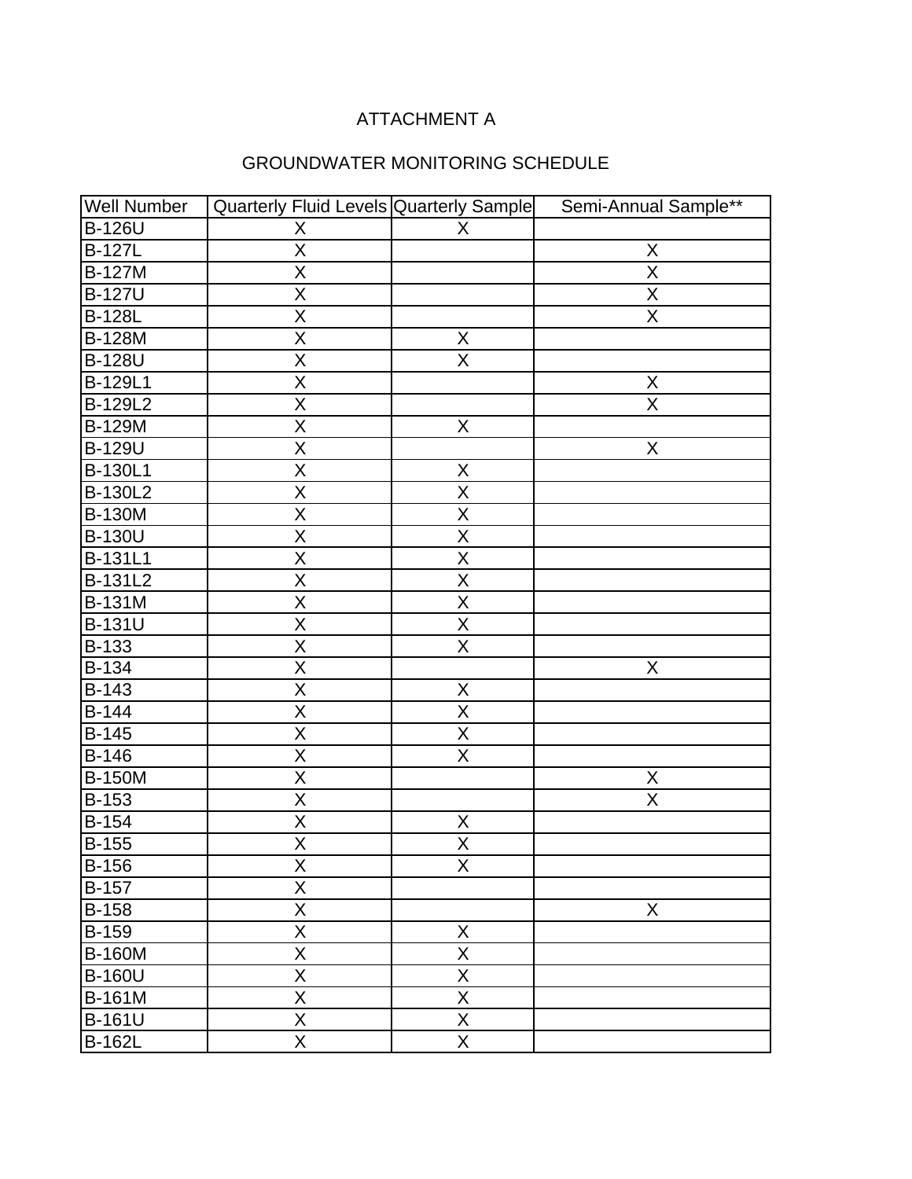# ATTACHMENT A

## GROUNDWATER MONITORING SCHEDULE

| Well Number | Quarterly Fluid Levels | Quarterly Sample | Semi-Annual Sample** |
|---|---|---|---|
| B-126U | X | X | |
| B-127L | X | | X |
| B-127M | X | | X |
| B-127U | X | | X |
| B-128L | X | | X |
| B-128M | X | X | |
| B-128U | X | X | |
| B-129L1 | X | | X |
| B-129L2 | X | | X |
| B-129M | X | X | |
| B-129U | X | | X |
| B-130L1 | X | X | |
| B-130L2 | X | X | |
| B-130M | X | X | |
| B-130U | X | X | |
| B-131L1 | X | X | |
| B-131L2 | X | X | |
| B-131M | X | X | |
| B-131U | X | X | |
| B-133 | X | X | |
| B-134 | X | | X |
| B-143 | X | X | |
| B-144 | X | X | |
| B-145 | X | X | |
| B-146 | X | X | |
| B-150M | X | | X |
| B-153 | X | | X |
| B-154 | X | X | |
| B-155 | X | X | |
| B-156 | X | X | |
| B-157 | X | | |
| B-158 | X | | X |
| B-159 | X | X | |
| B-160M | X | X | |
| B-160U | X | X | |
| B-161M | X | X | |
| B-161U | X | X | |
| B-162L | X | X | |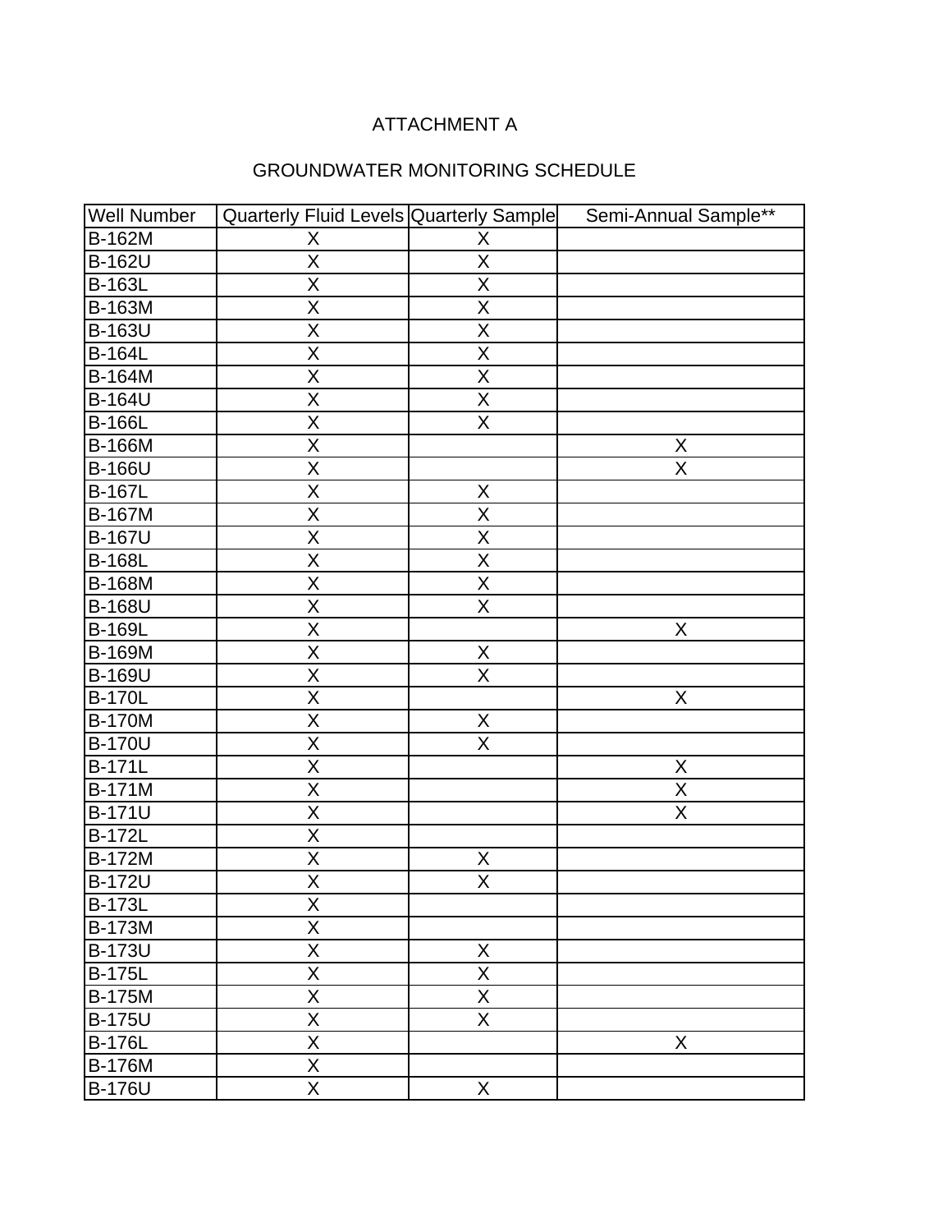# ATTACHMENT A

## GROUNDWATER MONITORING SCHEDULE

| Well Number | Quarterly Fluid Levels | Quarterly Sample | Semi-Annual Sample** |
|---|---|---|---|
| B-162M | X | X | |
| B-162U | X | X | |
| B-163L | X | X | |
| B-163M | X | X | |
| B-163U | X | X | |
| B-164L | X | X | |
| B-164M | X | X | |
| B-164U | X | X | |
| B-166L | X | X | |
| B-166M | X | | X |
| B-166U | X | | X |
| B-167L | X | X | |
| B-167M | X | X | |
| B-167U | X | X | |
| B-168L | X | X | |
| B-168M | X | X | |
| B-168U | X | X | |
| B-169L | X | | X |
| B-169M | X | X | |
| B-169U | X | X | |
| B-170L | X | | X |
| B-170M | X | X | |
| B-170U | X | X | |
| B-171L | X | | X |
| B-171M | X | | X |
| B-171U | X | | X |
| B-172L | X | | |
| B-172M | X | X | |
| B-172U | X | X | |
| B-173L | X | | |
| B-173M | X | | |
| B-173U | X | X | |
| B-175L | X | X | |
| B-175M | X | X | |
| B-175U | X | X | |
| B-176L | X | | X |
| B-176M | X | | |
| B-176U | X | X | |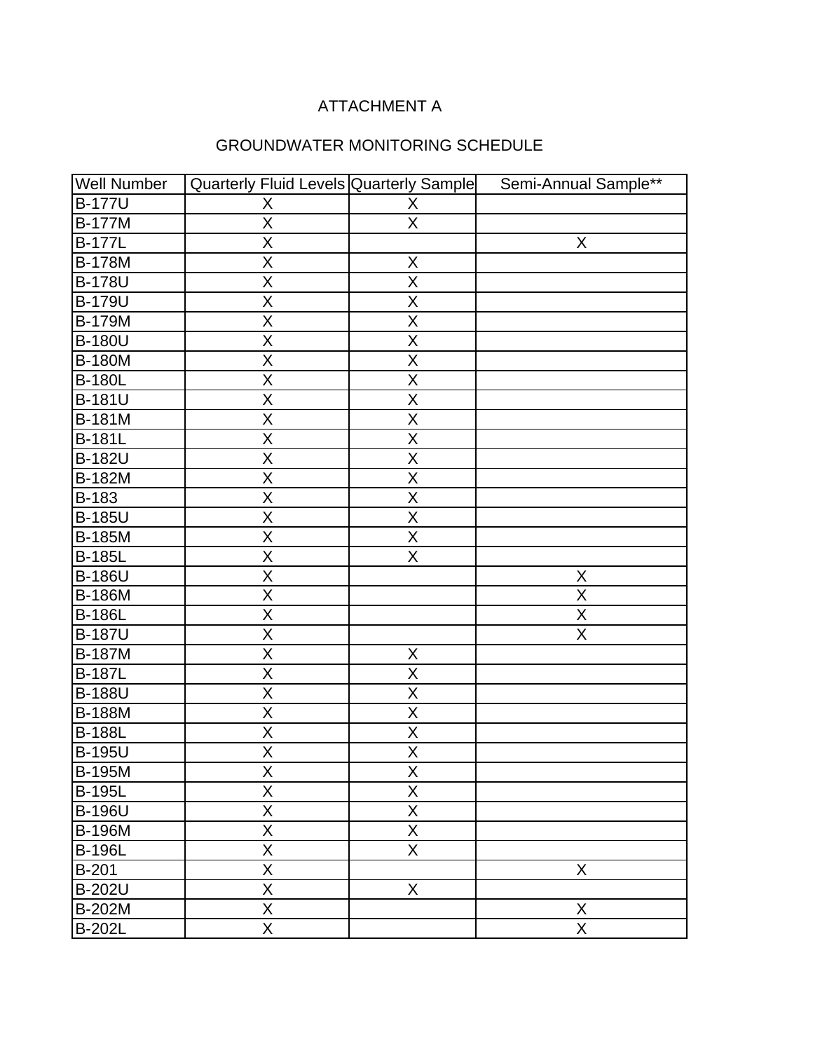ATTACHMENT A

GROUNDWATER MONITORING SCHEDULE

| Well Number | Quarterly Fluid Levels | Quarterly Sample | Semi-Annual Sample** |
|---|---|---|---|
| B-177U | X | X | |
| B-177M | X | X | |
| B-177L | X | | X |
| B-178M | X | X | |
| B-178U | X | X | |
| B-179U | X | X | |
| B-179M | X | X | |
| B-180U | X | X | |
| B-180M | X | X | |
| B-180L | X | X | |
| B-181U | X | X | |
| B-181M | X | X | |
| B-181L | X | X | |
| B-182U | X | X | |
| B-182M | X | X | |
| B-183 | X | X | |
| B-185U | X | X | |
| B-185M | X | X | |
| B-185L | X | X | |
| B-186U | X | | X |
| B-186M | X | | X |
| B-186L | X | | X |
| B-187U | X | | X |
| B-187M | X | X | |
| B-187L | X | X | |
| B-188U | X | X | |
| B-188M | X | X | |
| B-188L | X | X | |
| B-195U | X | X | |
| B-195M | X | X | |
| B-195L | X | X | |
| B-196U | X | X | |
| B-196M | X | X | |
| B-196L | X | X | |
| B-201 | X | | X |
| B-202U | X | X | |
| B-202M | X | | X |
| B-202L | X | | X |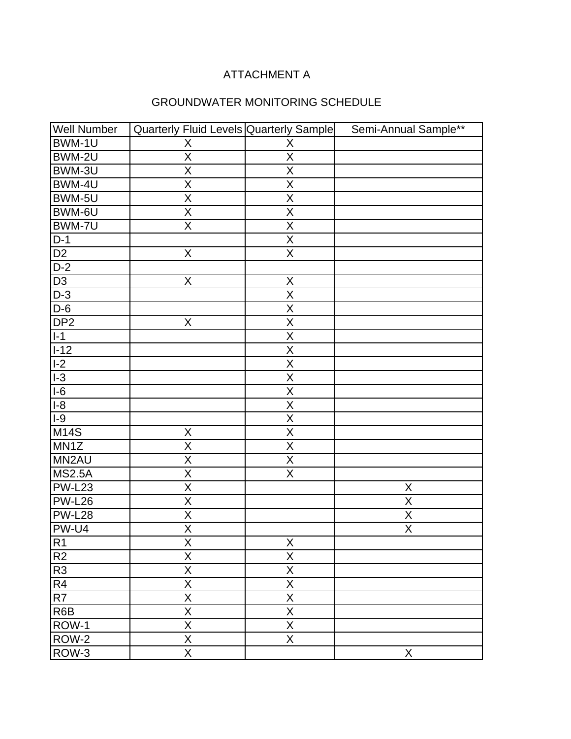# ATTACHMENT A

## GROUNDWATER MONITORING SCHEDULE

| Well Number | Quarterly Fluid Levels | Quarterly Sample | Semi-Annual Sample** |
|---|---|---|---|
| BWM-1U | X | X | |
| BWM-2U | X | X | |
| BWM-3U | X | X | |
| BWM-4U | X | X | |
| BWM-5U | X | X | |
| BWM-6U | X | X | |
| BWM-7U | X | X | |
| D-1 | | X | |
| D2 | X | X | |
| D-2 | | | |
| D3 | X | X | |
| D-3 | | X | |
| D-6 | | X | |
| DP2 | X | X | |
| I-1 | | X | |
| I-12 | | X | |
| I-2 | | X | |
| I-3 | | X | |
| I-6 | | X | |
| I-8 | | X | |
| I-9 | | X | |
| M14S | X | X | |
| MN1Z | X | X | |
| MN2AU | X | X | |
| MS2.5A | X | X | |
| PW-L23 | X | | X |
| PW-L26 | X | | X |
| PW-L28 | X | | X |
| PW-U4 | X | | X |
| R1 | X | X | |
| R2 | X | X | |
| R3 | X | X | |
| R4 | X | X | |
| R7 | X | X | |
| R6B | X | X | |
| ROW-1 | X | X | |
| ROW-2 | X | X | |
| ROW-3 | X | | X |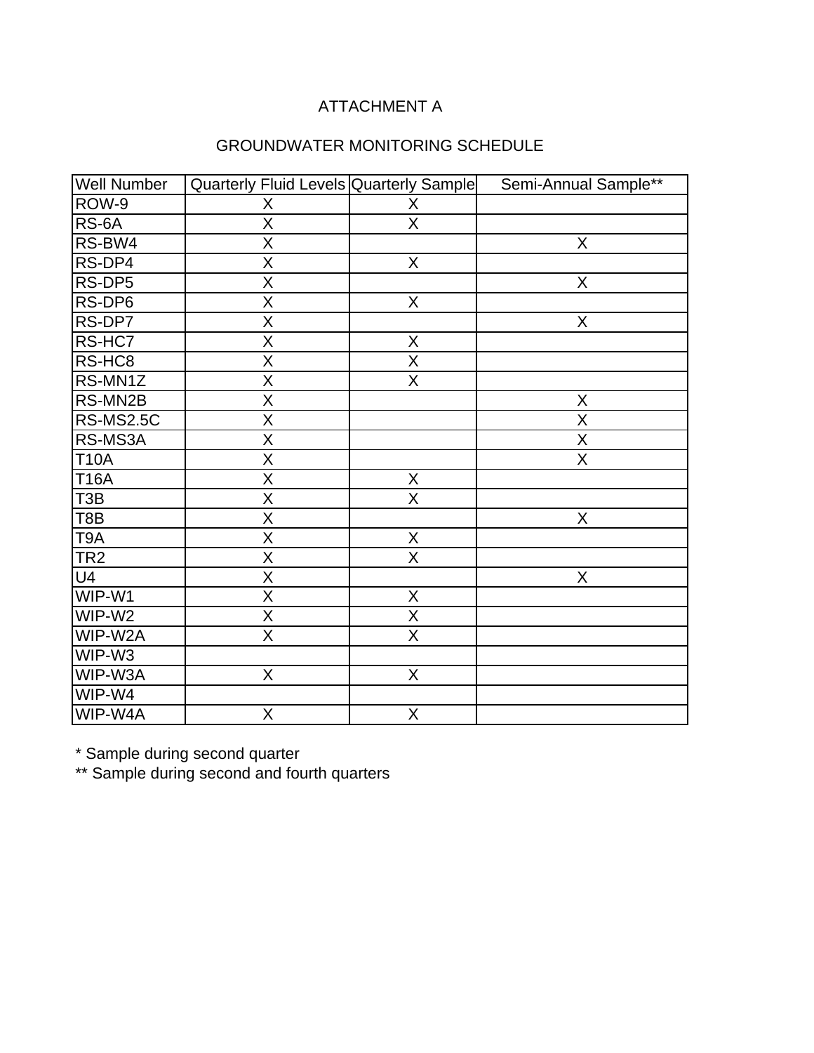# ATTACHMENT A

## GROUNDWATER MONITORING SCHEDULE

| Well Number | Quarterly Fluid Levels | Quarterly Sample | Semi-Annual Sample** |
|---|---|---|---|
| ROW-9 | X | X | |
| RS-6A | X | X | |
| RS-BW4 | X | | X |
| RS-DP4 | X | X | |
| RS-DP5 | X | | X |
| RS-DP6 | X | X | |
| RS-DP7 | X | | X |
| RS-HC7 | X | X | |
| RS-HC8 | X | X | |
| RS-MN1Z | X | X | |
| RS-MN2B | X | | X |
| RS-MS2.5C | X | | X |
| RS-MS3A | X | | X |
| T10A | X | | X |
| T16A | X | X | |
| T3B | X | X | |
| T8B | X | | X |
| T9A | X | X | |
| TR2 | X | X | |
| U4 | X | | X |
| WIP-W1 | X | X | |
| WIP-W2 | X | X | |
| WIP-W2A | X | X | |
| WIP-W3 | | | |
| WIP-W3A | X | X | |
| WIP-W4 | | | |
| WIP-W4A | X | X | |

* Sample during second quarter

** Sample during second and fourth quarters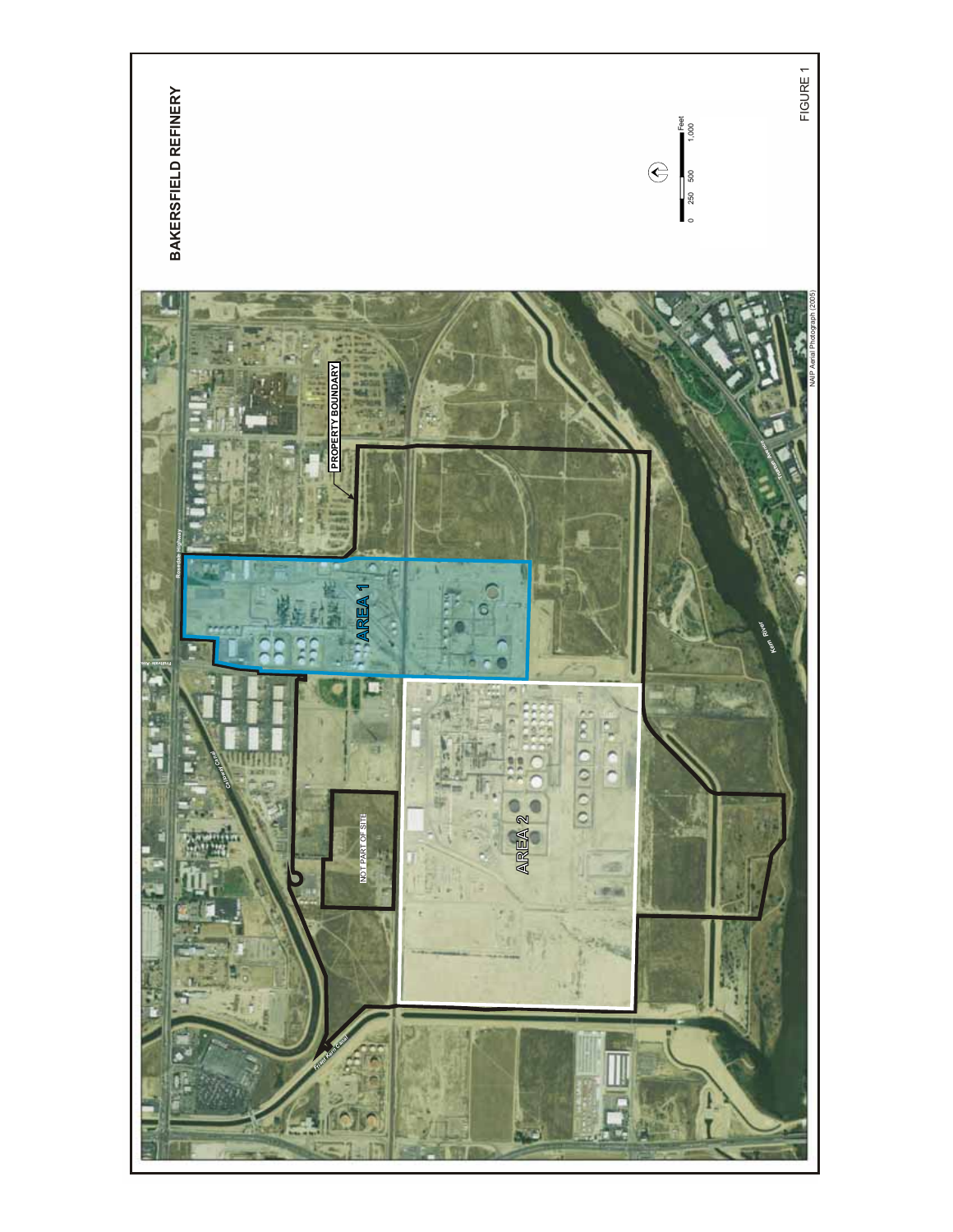# BAKERSFIELD REFINERY

PROPERTY BOUNDARY

AREA 1

AREA 2

NOT PART OF SITE

Rosedale Highway

Fruitvale Ave.

Calloway Canal

Friant Kern Canal

Kern River

Truxtun Ave.

0 250 500 1,000 Feet

NAIP Aerial Photograph (2005)

FIGURE 1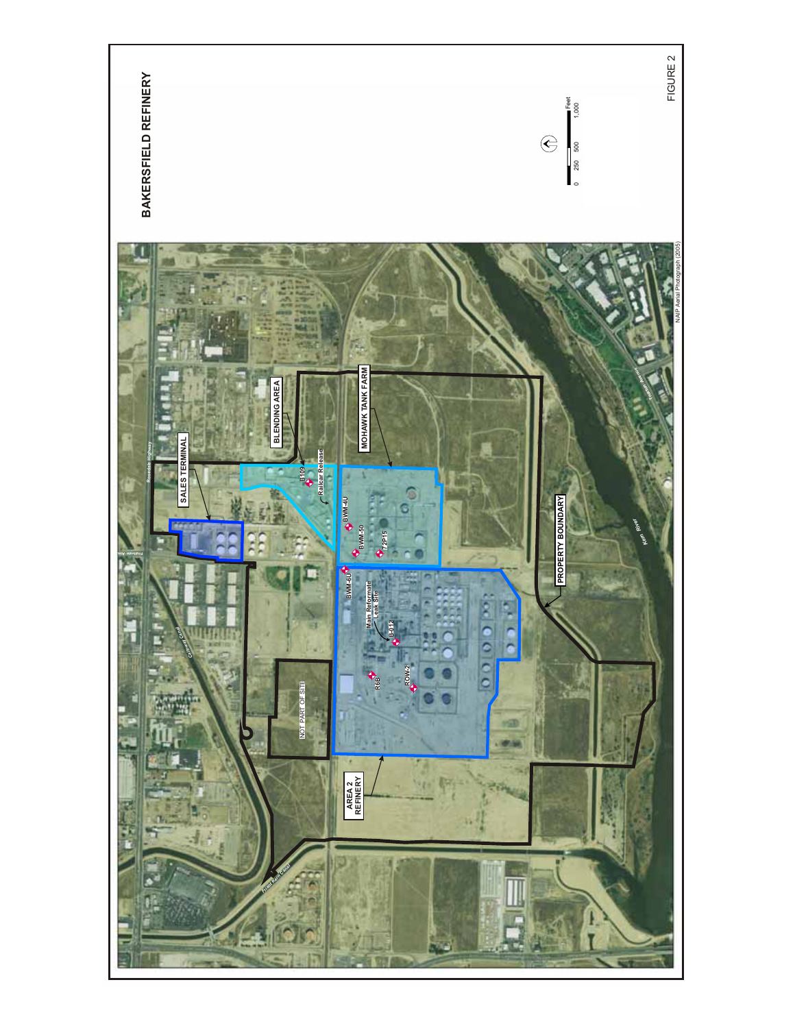# BAKERSFIELD REFINERY

SALES TERMINAL

BLENDING AREA

MOHAWK TANK FARM

AREA 2 REFINERY

NOT PART OF SITE

PROPERTY BOUNDARY

B109

Railcar Release

BWM-4U

BWM-50

T2P15

BWM-6U

Main Reformate Leak Site

B-612

R6B

ROW-2

Rosedale Highway

Fruitvale Ave.

Calloway Canal

Friant Kern Canal

Kern River

0 250 500 1,000 Feet

NAIP Aerial Photograph (2005)

FIGURE 2